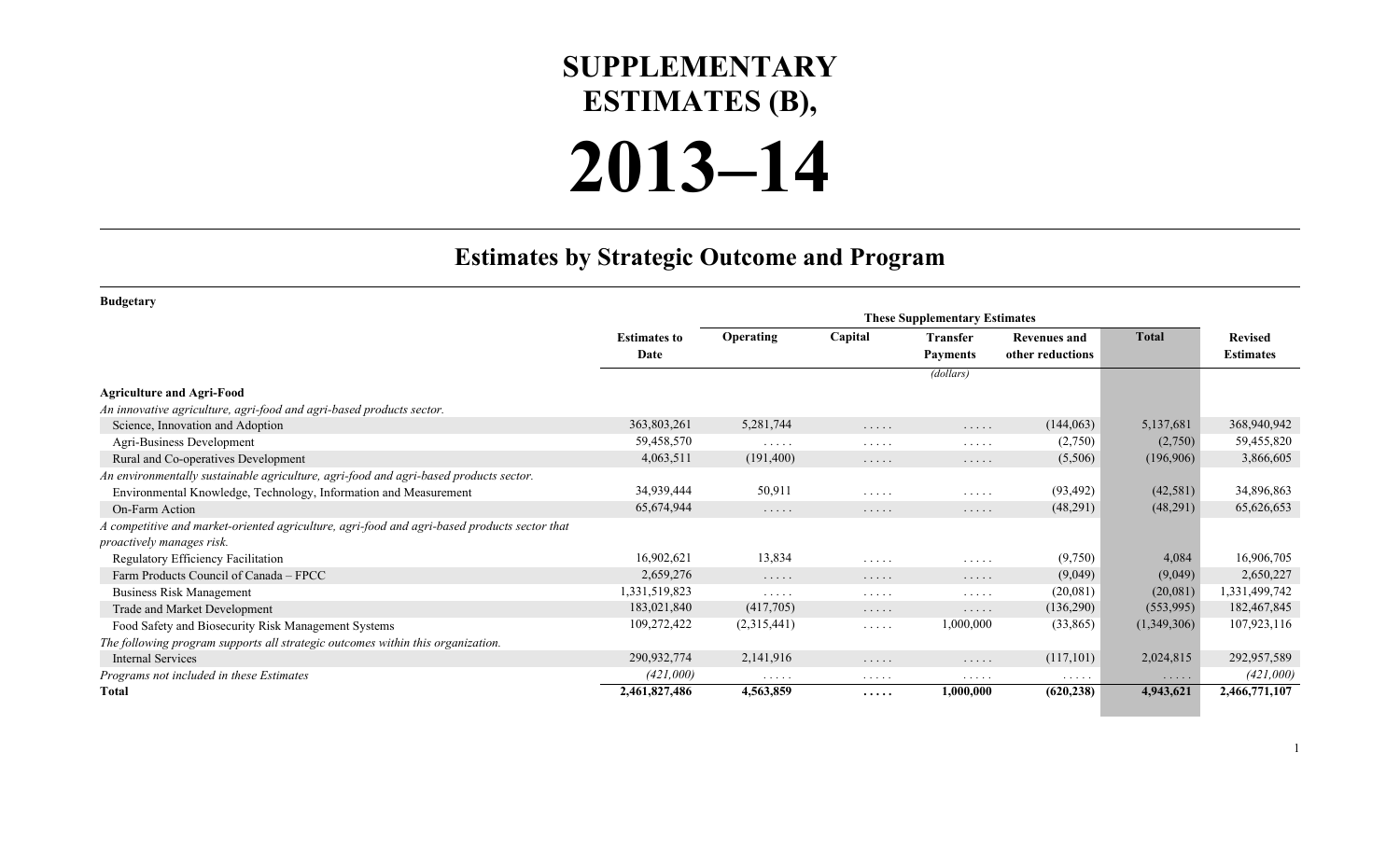# SUPPLEMENTARY ESTIMATES (B), 2013–14

## Estimates by Strategic Outcome and Program

**Budgetary**

| | Estimates to Date | These Supplementary Estimates | | | | | Revised Estimates |
|---|---|---|---|---|---|---|---|
| | | Operating | Capital | Transfer Payments | Revenues and other reductions | Total | |
| | | | | (dollars) | | | |
| **Agriculture and Agri-Food** | | | | | | | |
| *An innovative agriculture, agri-food and agri-based products sector.* | | | | | | | |
| Science, Innovation and Adoption | 363,803,261 | 5,281,744 | ..... | ..... | (144,063) | 5,137,681 | 368,940,942 |
| Agri-Business Development | 59,458,570 | ..... | ..... | ..... | (2,750) | (2,750) | 59,455,820 |
| Rural and Co-operatives Development | 4,063,511 | (191,400) | ..... | ..... | (5,506) | (196,906) | 3,866,605 |
| *An environmentally sustainable agriculture, agri-food and agri-based products sector.* | | | | | | | |
| Environmental Knowledge, Technology, Information and Measurement | 34,939,444 | 50,911 | ..... | ..... | (93,492) | (42,581) | 34,896,863 |
| On-Farm Action | 65,674,944 | ..... | ..... | ..... | (48,291) | (48,291) | 65,626,653 |
| *A competitive and market-oriented agriculture, agri-food and agri-based products sector that proactively manages risk.* | | | | | | | |
| Regulatory Efficiency Facilitation | 16,902,621 | 13,834 | ..... | ..... | (9,750) | 4,084 | 16,906,705 |
| Farm Products Council of Canada – FPCC | 2,659,276 | ..... | ..... | ..... | (9,049) | (9,049) | 2,650,227 |
| Business Risk Management | 1,331,519,823 | ..... | ..... | ..... | (20,081) | (20,081) | 1,331,499,742 |
| Trade and Market Development | 183,021,840 | (417,705) | ..... | ..... | (136,290) | (553,995) | 182,467,845 |
| Food Safety and Biosecurity Risk Management Systems | 109,272,422 | (2,315,441) | ..... | 1,000,000 | (33,865) | (1,349,306) | 107,923,116 |
| *The following program supports all strategic outcomes within this organization.* | | | | | | | |
| Internal Services | 290,932,774 | 2,141,916 | ..... | ..... | (117,101) | 2,024,815 | 292,957,589 |
| *Programs not included in these Estimates* | *(421,000)* | ..... | ..... | ..... | ..... | ..... | *(421,000)* |
| **Total** | **2,461,827,486** | **4,563,859** | **.....** | **1,000,000** | **(620,238)** | **4,943,621** | **2,466,771,107** |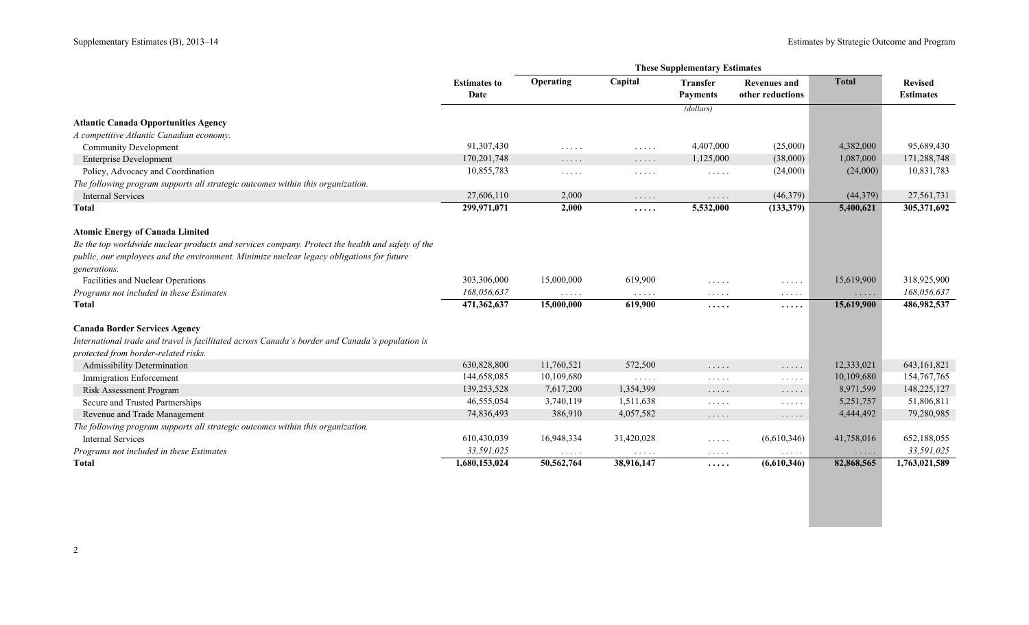| | Estimates to Date | These Supplementary Estimates | | | | | Revised Estimates |
|---|---|---|---|---|---|---|---|
| | | Operating | Capital | Transfer Payments | Revenues and other reductions | Total | |
| | | | | (dollars) | | | |
| **Atlantic Canada Opportunities Agency** | | | | | | | |
| *A competitive Atlantic Canadian economy.* | | | | | | | |
| Community Development | 91,307,430 | ..... | ..... | 4,407,000 | (25,000) | 4,382,000 | 95,689,430 |
| Enterprise Development | 170,201,748 | ..... | ..... | 1,125,000 | (38,000) | 1,087,000 | 171,288,748 |
| Policy, Advocacy and Coordination | 10,855,783 | ..... | ..... | ..... | (24,000) | (24,000) | 10,831,783 |
| *The following program supports all strategic outcomes within this organization.* | | | | | | | |
| Internal Services | 27,606,110 | 2,000 | ..... | ..... | (46,379) | (44,379) | 27,561,731 |
| **Total** | **299,971,071** | **2,000** | **.....** | **5,532,000** | **(133,379)** | **5,400,621** | **305,371,692** |
| **Atomic Energy of Canada Limited** | | | | | | | |
| *Be the top worldwide nuclear products and services company. Protect the health and safety of the public, our employees and the environment. Minimize nuclear legacy obligations for future generations.* | | | | | | | |
| Facilities and Nuclear Operations | 303,306,000 | 15,000,000 | 619,900 | ..... | ..... | 15,619,900 | 318,925,900 |
| *Programs not included in these Estimates* | *168,056,637* | ..... | ..... | ..... | ..... | ..... | *168,056,637* |
| **Total** | **471,362,637** | **15,000,000** | **619,900** | **.....** | **.....** | **15,619,900** | **486,982,537** |
| **Canada Border Services Agency** | | | | | | | |
| *International trade and travel is facilitated across Canada's border and Canada's population is protected from border-related risks.* | | | | | | | |
| Admissibility Determination | 630,828,800 | 11,760,521 | 572,500 | ..... | ..... | 12,333,021 | 643,161,821 |
| Immigration Enforcement | 144,658,085 | 10,109,680 | ..... | ..... | ..... | 10,109,680 | 154,767,765 |
| Risk Assessment Program | 139,253,528 | 7,617,200 | 1,354,399 | ..... | ..... | 8,971,599 | 148,225,127 |
| Secure and Trusted Partnerships | 46,555,054 | 3,740,119 | 1,511,638 | ..... | ..... | 5,251,757 | 51,806,811 |
| Revenue and Trade Management | 74,836,493 | 386,910 | 4,057,582 | ..... | ..... | 4,444,492 | 79,280,985 |
| *The following program supports all strategic outcomes within this organization.* | | | | | | | |
| Internal Services | 610,430,039 | 16,948,334 | 31,420,028 | ..... | (6,610,346) | 41,758,016 | 652,188,055 |
| *Programs not included in these Estimates* | *33,591,025* | ..... | ..... | ..... | ..... | ..... | *33,591,025* |
| **Total** | **1,680,153,024** | **50,562,764** | **38,916,147** | **.....** | **(6,610,346)** | **82,868,565** | **1,763,021,589** |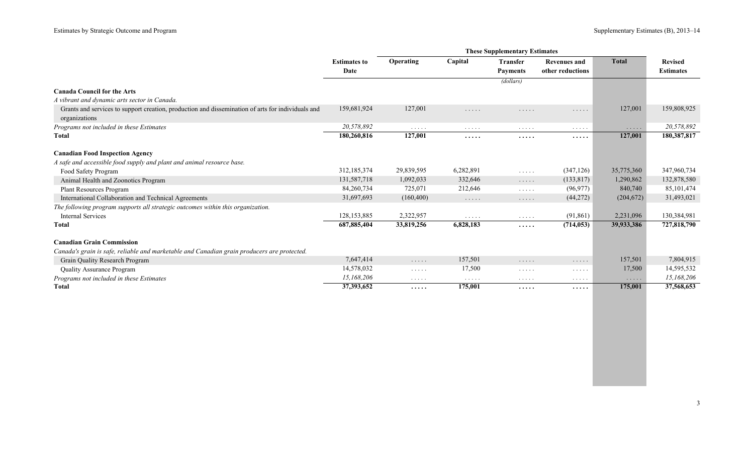| | Estimates to Date | These Supplementary Estimates | | | | | Revised Estimates |
|---|---|---|---|---|---|---|---|
| | | Operating | Capital | Transfer Payments | Revenues and other reductions | Total | |
| | | | | (dollars) | | | |
| **Canada Council for the Arts** | | | | | | | |
| *A vibrant and dynamic arts sector in Canada.* | | | | | | | |
| Grants and services to support creation, production and dissemination of arts for individuals and organizations | 159,681,924 | 127,001 | ..... | ..... | ..... | 127,001 | 159,808,925 |
| *Programs not included in these Estimates* | *20,578,892* | ..... | ..... | ..... | ..... | ..... | *20,578,892* |
| **Total** | **180,260,816** | **127,001** | **.....** | **.....** | **.....** | **127,001** | **180,387,817** |
| **Canadian Food Inspection Agency** | | | | | | | |
| *A safe and accessible food supply and plant and animal resource base.* | | | | | | | |
| Food Safety Program | 312,185,374 | 29,839,595 | 6,282,891 | ..... | (347,126) | 35,775,360 | 347,960,734 |
| Animal Health and Zoonotics Program | 131,587,718 | 1,092,033 | 332,646 | ..... | (133,817) | 1,290,862 | 132,878,580 |
| Plant Resources Program | 84,260,734 | 725,071 | 212,646 | ..... | (96,977) | 840,740 | 85,101,474 |
| International Collaboration and Technical Agreements | 31,697,693 | (160,400) | ..... | ..... | (44,272) | (204,672) | 31,493,021 |
| *The following program supports all strategic outcomes within this organization.* | | | | | | | |
| Internal Services | 128,153,885 | 2,322,957 | ..... | ..... | (91,861) | 2,231,096 | 130,384,981 |
| **Total** | **687,885,404** | **33,819,256** | **6,828,183** | **.....** | **(714,053)** | **39,933,386** | **727,818,790** |
| **Canadian Grain Commission** | | | | | | | |
| *Canada's grain is safe, reliable and marketable and Canadian grain producers are protected.* | | | | | | | |
| Grain Quality Research Program | 7,647,414 | ..... | 157,501 | ..... | ..... | 157,501 | 7,804,915 |
| Quality Assurance Program | 14,578,032 | ..... | 17,500 | ..... | ..... | 17,500 | 14,595,532 |
| *Programs not included in these Estimates* | *15,168,206* | ..... | ..... | ..... | ..... | ..... | *15,168,206* |
| **Total** | **37,393,652** | **.....** | **175,001** | **.....** | **.....** | **175,001** | **37,568,653** |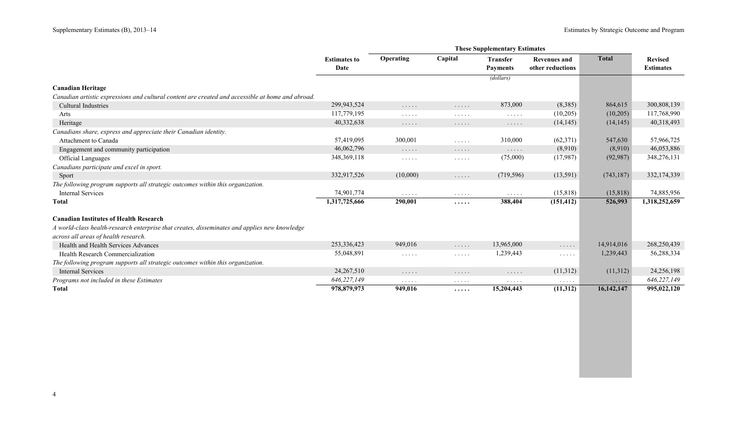| | Estimates to Date | These Supplementary Estimates | | | | | Revised Estimates |
|---|---|---|---|---|---|---|---|
| | | Operating | Capital | Transfer Payments | Revenues and other reductions | Total | |
| | | | | (dollars) | | | |
| **Canadian Heritage** | | | | | | | |
| *Canadian artistic expressions and cultural content are created and accessible at home and abroad.* | | | | | | | |
| Cultural Industries | 299,943,524 | ..... | ..... | 873,000 | (8,385) | 864,615 | 300,808,139 |
| Arts | 117,779,195 | ..... | ..... | ..... | (10,205) | (10,205) | 117,768,990 |
| Heritage | 40,332,638 | ..... | ..... | ..... | (14,145) | (14,145) | 40,318,493 |
| *Canadians share, express and appreciate their Canadian identity.* | | | | | | | |
| Attachment to Canada | 57,419,095 | 300,001 | ..... | 310,000 | (62,371) | 547,630 | 57,966,725 |
| Engagement and community participation | 46,062,796 | ..... | ..... | ..... | (8,910) | (8,910) | 46,053,886 |
| Official Languages | 348,369,118 | ..... | ..... | (75,000) | (17,987) | (92,987) | 348,276,131 |
| *Canadians participate and excel in sport.* | | | | | | | |
| Sport | 332,917,526 | (10,000) | ..... | (719,596) | (13,591) | (743,187) | 332,174,339 |
| *The following program supports all strategic outcomes within this organization.* | | | | | | | |
| Internal Services | 74,901,774 | ..... | ..... | ..... | (15,818) | (15,818) | 74,885,956 |
| **Total** | **1,317,725,666** | **290,001** | **.....** | **388,404** | **(151,412)** | **526,993** | **1,318,252,659** |
| | | | | | | | |
| **Canadian Institutes of Health Research** | | | | | | | |
| *A world-class health-research enterprise that creates, disseminates and applies new knowledge across all areas of health research.* | | | | | | | |
| Health and Health Services Advances | 253,336,423 | 949,016 | ..... | 13,965,000 | ..... | 14,914,016 | 268,250,439 |
| Health Research Commercialization | 55,048,891 | ..... | ..... | 1,239,443 | ..... | 1,239,443 | 56,288,334 |
| *The following program supports all strategic outcomes within this organization.* | | | | | | | |
| Internal Services | 24,267,510 | ..... | ..... | ..... | (11,312) | (11,312) | 24,256,198 |
| *Programs not included in these Estimates* | *646,227,149* | ..... | ..... | ..... | ..... | ..... | *646,227,149* |
| **Total** | **978,879,973** | **949,016** | **.....** | **15,204,443** | **(11,312)** | **16,142,147** | **995,022,120** |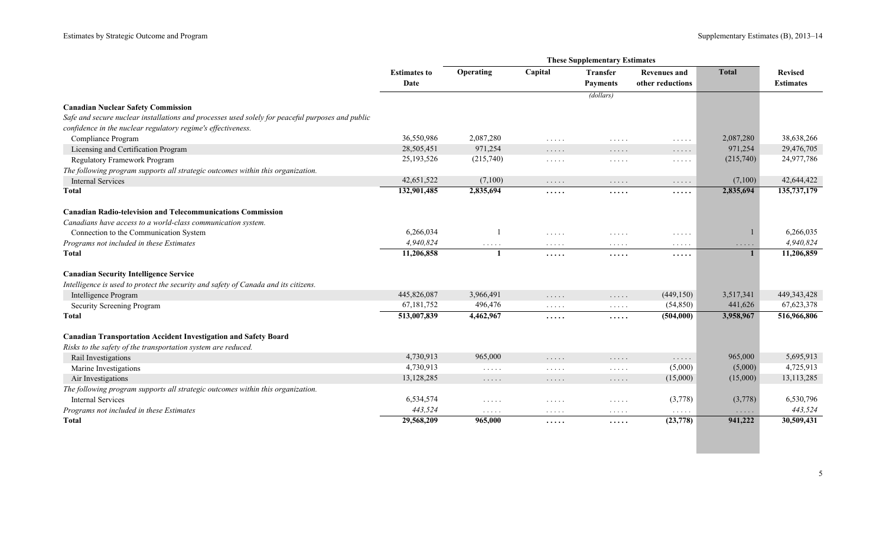| | Estimates to Date | These Supplementary Estimates | | | | | Revised Estimates |
|---|---|---|---|---|---|---|---|
| | | Operating | Capital | Transfer Payments | Revenues and other reductions | Total | |
| | | | | (dollars) | | | |
| **Canadian Nuclear Safety Commission** | | | | | | | |
| *Safe and secure nuclear installations and processes used solely for peaceful purposes and public confidence in the nuclear regulatory regime's effectiveness.* | | | | | | | |
| Compliance Program | 36,550,986 | 2,087,280 | ..... | ..... | ..... | 2,087,280 | 38,638,266 |
| Licensing and Certification Program | 28,505,451 | 971,254 | ..... | ..... | ..... | 971,254 | 29,476,705 |
| Regulatory Framework Program | 25,193,526 | (215,740) | ..... | ..... | ..... | (215,740) | 24,977,786 |
| *The following program supports all strategic outcomes within this organization.* | | | | | | | |
| Internal Services | 42,651,522 | (7,100) | ..... | ..... | ..... | (7,100) | 42,644,422 |
| **Total** | **132,901,485** | **2,835,694** | **.....** | **.....** | **.....** | **2,835,694** | **135,737,179** |
| **Canadian Radio-television and Telecommunications Commission** | | | | | | | |
| *Canadians have access to a world-class communication system.* | | | | | | | |
| Connection to the Communication System | 6,266,034 | 1 | ..... | ..... | ..... | 1 | 6,266,035 |
| *Programs not included in these Estimates* | *4,940,824* | ..... | ..... | ..... | ..... | ..... | *4,940,824* |
| **Total** | **11,206,858** | **1** | **.....** | **.....** | **.....** | **1** | **11,206,859** |
| **Canadian Security Intelligence Service** | | | | | | | |
| *Intelligence is used to protect the security and safety of Canada and its citizens.* | | | | | | | |
| Intelligence Program | 445,826,087 | 3,966,491 | ..... | ..... | (449,150) | 3,517,341 | 449,343,428 |
| Security Screening Program | 67,181,752 | 496,476 | ..... | ..... | (54,850) | 441,626 | 67,623,378 |
| **Total** | **513,007,839** | **4,462,967** | **.....** | **.....** | **(504,000)** | **3,958,967** | **516,966,806** |
| **Canadian Transportation Accident Investigation and Safety Board** | | | | | | | |
| *Risks to the safety of the transportation system are reduced.* | | | | | | | |
| Rail Investigations | 4,730,913 | 965,000 | ..... | ..... | ..... | 965,000 | 5,695,913 |
| Marine Investigations | 4,730,913 | ..... | ..... | ..... | (5,000) | (5,000) | 4,725,913 |
| Air Investigations | 13,128,285 | ..... | ..... | ..... | (15,000) | (15,000) | 13,113,285 |
| *The following program supports all strategic outcomes within this organization.* | | | | | | | |
| Internal Services | 6,534,574 | ..... | ..... | ..... | (3,778) | (3,778) | 6,530,796 |
| *Programs not included in these Estimates* | *443,524* | ..... | ..... | ..... | ..... | ..... | *443,524* |
| **Total** | **29,568,209** | **965,000** | **.....** | **.....** | **(23,778)** | **941,222** | **30,509,431** |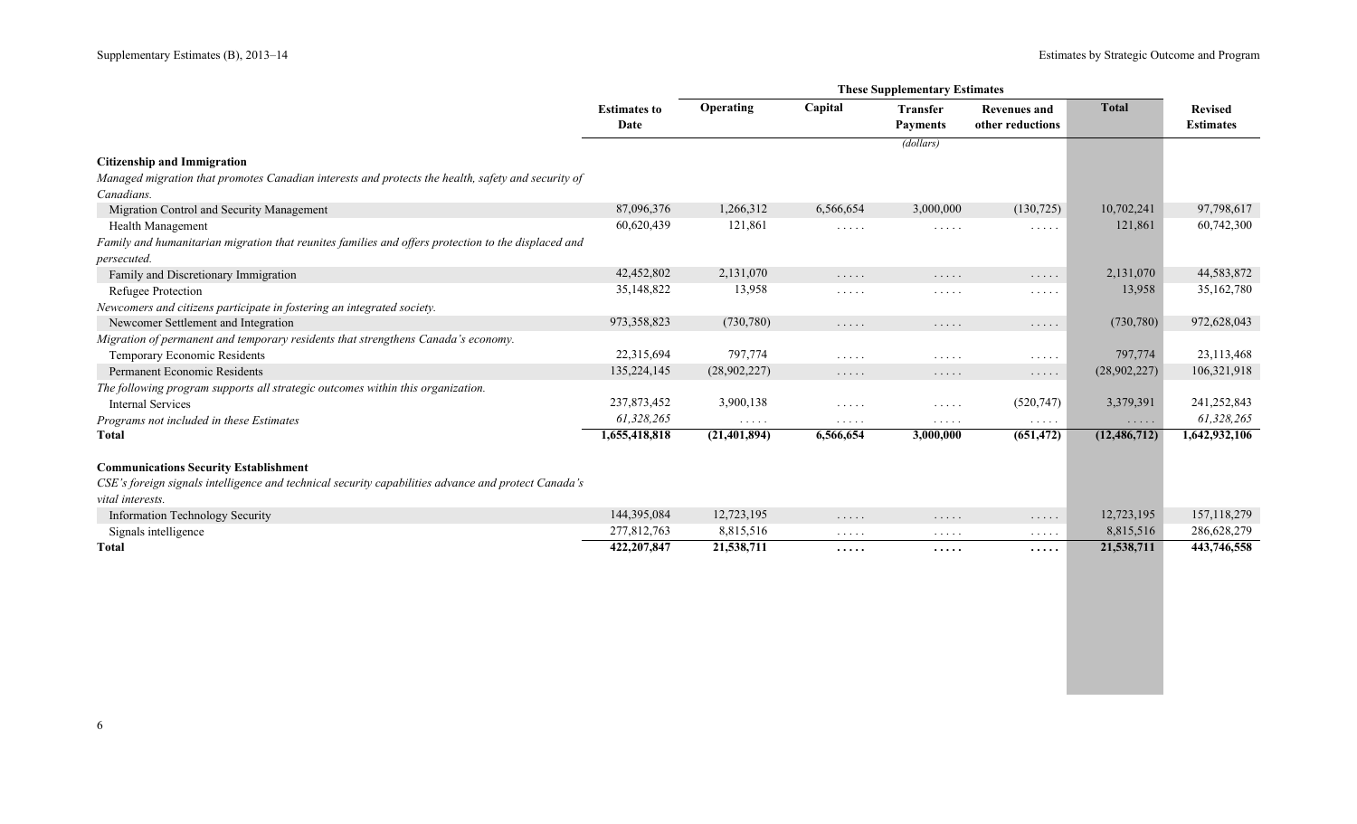| | Estimates to Date | These Supplementary Estimates | | | | | Revised Estimates |
|---|---|---|---|---|---|---|---|
| | | Operating | Capital | Transfer Payments | Revenues and other reductions | Total | |
| | | | | (dollars) | | | |
| **Citizenship and Immigration** | | | | | | | |
| *Managed migration that promotes Canadian interests and protects the health, safety and security of Canadians.* | | | | | | | |
| Migration Control and Security Management | 87,096,376 | 1,266,312 | 6,566,654 | 3,000,000 | (130,725) | 10,702,241 | 97,798,617 |
| Health Management | 60,620,439 | 121,861 | ..... | ..... | ..... | 121,861 | 60,742,300 |
| *Family and humanitarian migration that reunites families and offers protection to the displaced and persecuted.* | | | | | | | |
| Family and Discretionary Immigration | 42,452,802 | 2,131,070 | ..... | ..... | ..... | 2,131,070 | 44,583,872 |
| Refugee Protection | 35,148,822 | 13,958 | ..... | ..... | ..... | 13,958 | 35,162,780 |
| *Newcomers and citizens participate in fostering an integrated society.* | | | | | | | |
| Newcomer Settlement and Integration | 973,358,823 | (730,780) | ..... | ..... | ..... | (730,780) | 972,628,043 |
| *Migration of permanent and temporary residents that strengthens Canada's economy.* | | | | | | | |
| Temporary Economic Residents | 22,315,694 | 797,774 | ..... | ..... | ..... | 797,774 | 23,113,468 |
| Permanent Economic Residents | 135,224,145 | (28,902,227) | ..... | ..... | ..... | (28,902,227) | 106,321,918 |
| *The following program supports all strategic outcomes within this organization.* | | | | | | | |
| Internal Services | 237,873,452 | 3,900,138 | ..... | ..... | (520,747) | 3,379,391 | 241,252,843 |
| *Programs not included in these Estimates* | *61,328,265* | ..... | ..... | ..... | ..... | ..... | *61,328,265* |
| **Total** | **1,655,418,818** | **(21,401,894)** | **6,566,654** | **3,000,000** | **(651,472)** | **(12,486,712)** | **1,642,932,106** |
| | | | | | | | |
| **Communications Security Establishment** | | | | | | | |
| *CSE's foreign signals intelligence and technical security capabilities advance and protect Canada's vital interests.* | | | | | | | |
| Information Technology Security | 144,395,084 | 12,723,195 | ..... | ..... | ..... | 12,723,195 | 157,118,279 |
| Signals intelligence | 277,812,763 | 8,815,516 | ..... | ..... | ..... | 8,815,516 | 286,628,279 |
| **Total** | **422,207,847** | **21,538,711** | **.....** | **.....** | **.....** | **21,538,711** | **443,746,558** |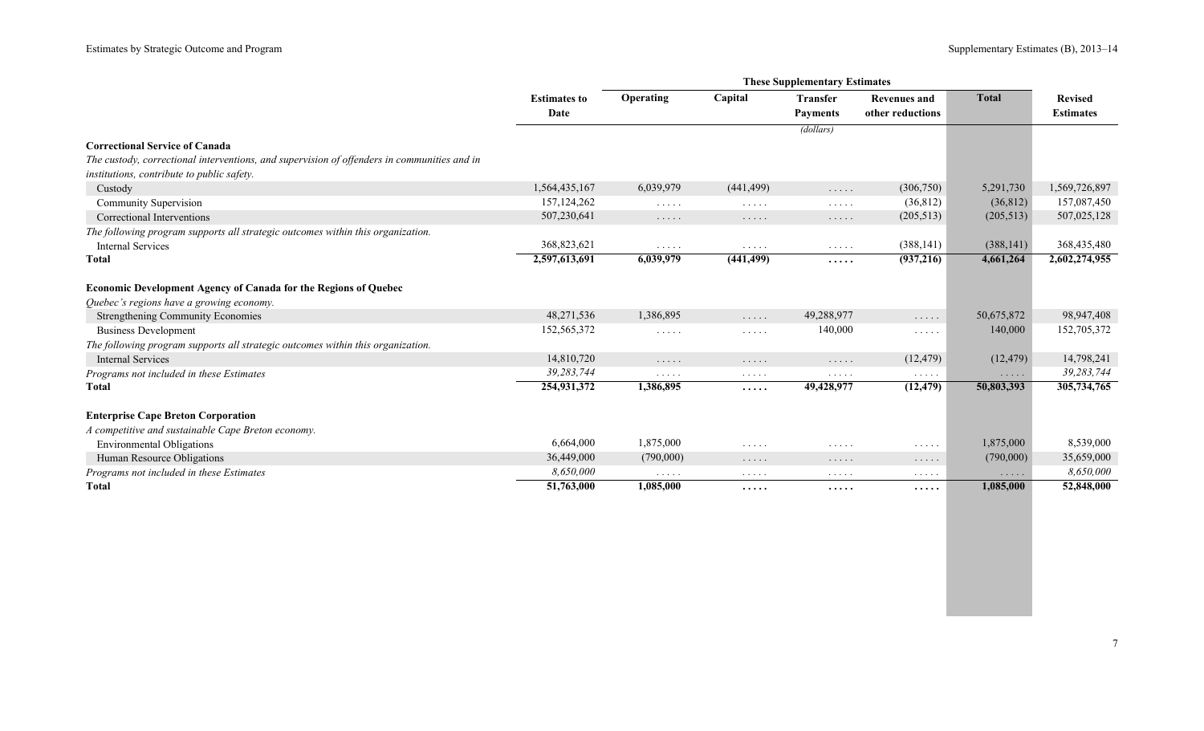| | Estimates to Date | These Supplementary Estimates | | | | | Revised Estimates |
|---|---|---|---|---|---|---|---|
| | | Operating | Capital | Transfer Payments | Revenues and other reductions | Total | |
| | | | | (dollars) | | | |
| **Correctional Service of Canada** | | | | | | | |
| *The custody, correctional interventions, and supervision of offenders in communities and in institutions, contribute to public safety.* | | | | | | | |
| Custody | 1,564,435,167 | 6,039,979 | (441,499) | ..... | (306,750) | 5,291,730 | 1,569,726,897 |
| Community Supervision | 157,124,262 | ..... | ..... | ..... | (36,812) | (36,812) | 157,087,450 |
| Correctional Interventions | 507,230,641 | ..... | ..... | ..... | (205,513) | (205,513) | 507,025,128 |
| *The following program supports all strategic outcomes within this organization.* | | | | | | | |
| Internal Services | 368,823,621 | ..... | ..... | ..... | (388,141) | (388,141) | 368,435,480 |
| **Total** | **2,597,613,691** | **6,039,979** | **(441,499)** | **.....** | **(937,216)** | **4,661,264** | **2,602,274,955** |
| **Economic Development Agency of Canada for the Regions of Quebec** | | | | | | | |
| *Quebec's regions have a growing economy.* | | | | | | | |
| Strengthening Community Economies | 48,271,536 | 1,386,895 | ..... | 49,288,977 | ..... | 50,675,872 | 98,947,408 |
| Business Development | 152,565,372 | ..... | ..... | 140,000 | ..... | 140,000 | 152,705,372 |
| *The following program supports all strategic outcomes within this organization.* | | | | | | | |
| Internal Services | 14,810,720 | ..... | ..... | ..... | (12,479) | (12,479) | 14,798,241 |
| *Programs not included in these Estimates* | *39,283,744* | ..... | ..... | ..... | ..... | ..... | *39,283,744* |
| **Total** | **254,931,372** | **1,386,895** | **.....** | **49,428,977** | **(12,479)** | **50,803,393** | **305,734,765** |
| **Enterprise Cape Breton Corporation** | | | | | | | |
| *A competitive and sustainable Cape Breton economy.* | | | | | | | |
| Environmental Obligations | 6,664,000 | 1,875,000 | ..... | ..... | ..... | 1,875,000 | 8,539,000 |
| Human Resource Obligations | 36,449,000 | (790,000) | ..... | ..... | ..... | (790,000) | 35,659,000 |
| *Programs not included in these Estimates* | *8,650,000* | ..... | ..... | ..... | ..... | ..... | *8,650,000* |
| **Total** | **51,763,000** | **1,085,000** | **.....** | **.....** | **.....** | **1,085,000** | **52,848,000** |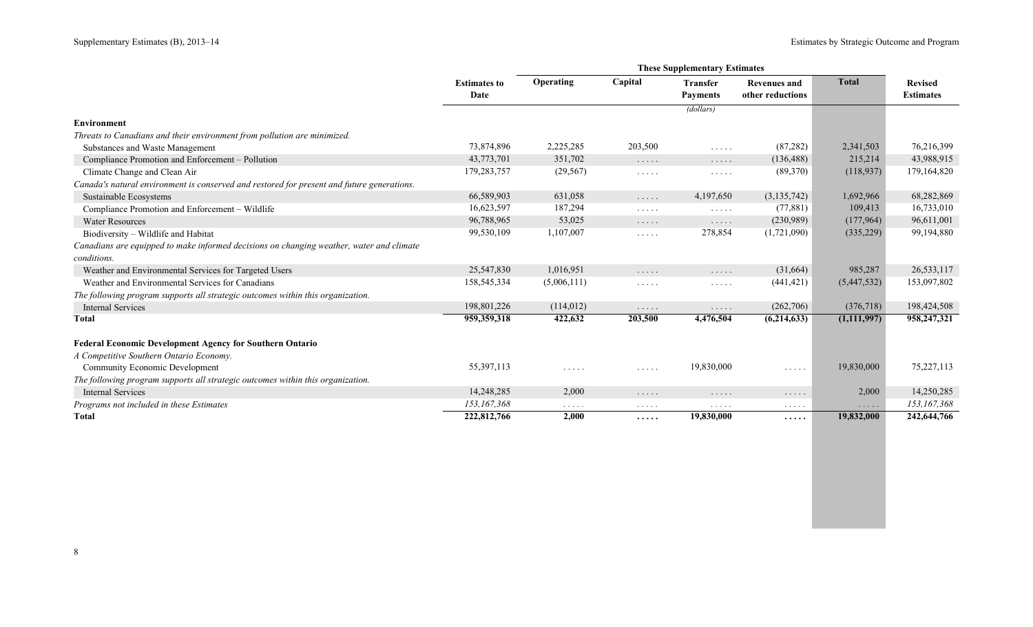| | Estimates to Date | These Supplementary Estimates | | | | | Revised Estimates |
|---|---|---|---|---|---|---|---|
| | | Operating | Capital | Transfer Payments | Revenues and other reductions | Total | |
| | | | | (dollars) | | | |
| **Environment** | | | | | | | |
| *Threats to Canadians and their environment from pollution are minimized.* | | | | | | | |
| Substances and Waste Management | 73,874,896 | 2,225,285 | 203,500 | ..... | (87,282) | 2,341,503 | 76,216,399 |
| Compliance Promotion and Enforcement – Pollution | 43,773,701 | 351,702 | ..... | ..... | (136,488) | 215,214 | 43,988,915 |
| Climate Change and Clean Air | 179,283,757 | (29,567) | ..... | ..... | (89,370) | (118,937) | 179,164,820 |
| *Canada's natural environment is conserved and restored for present and future generations.* | | | | | | | |
| Sustainable Ecosystems | 66,589,903 | 631,058 | ..... | 4,197,650 | (3,135,742) | 1,692,966 | 68,282,869 |
| Compliance Promotion and Enforcement – Wildlife | 16,623,597 | 187,294 | ..... | ..... | (77,881) | 109,413 | 16,733,010 |
| Water Resources | 96,788,965 | 53,025 | ..... | ..... | (230,989) | (177,964) | 96,611,001 |
| Biodiversity – Wildlife and Habitat | 99,530,109 | 1,107,007 | ..... | 278,854 | (1,721,090) | (335,229) | 99,194,880 |
| *Canadians are equipped to make informed decisions on changing weather, water and climate conditions.* | | | | | | | |
| Weather and Environmental Services for Targeted Users | 25,547,830 | 1,016,951 | ..... | ..... | (31,664) | 985,287 | 26,533,117 |
| Weather and Environmental Services for Canadians | 158,545,334 | (5,006,111) | ..... | ..... | (441,421) | (5,447,532) | 153,097,802 |
| *The following program supports all strategic outcomes within this organization.* | | | | | | | |
| Internal Services | 198,801,226 | (114,012) | ..... | ..... | (262,706) | (376,718) | 198,424,508 |
| **Total** | **959,359,318** | **422,632** | **203,500** | **4,476,504** | **(6,214,633)** | **(1,111,997)** | **958,247,321** |
| | | | | | | | |
| **Federal Economic Development Agency for Southern Ontario** | | | | | | | |
| *A Competitive Southern Ontario Economy.* | | | | | | | |
| Community Economic Development | 55,397,113 | ..... | ..... | 19,830,000 | ..... | 19,830,000 | 75,227,113 |
| *The following program supports all strategic outcomes within this organization.* | | | | | | | |
| Internal Services | 14,248,285 | 2,000 | ..... | ..... | ..... | 2,000 | 14,250,285 |
| *Programs not included in these Estimates* | *153,167,368* | ..... | ..... | ..... | ..... | ..... | *153,167,368* |
| **Total** | **222,812,766** | **2,000** | **.....** | **19,830,000** | **.....** | **19,832,000** | **242,644,766** |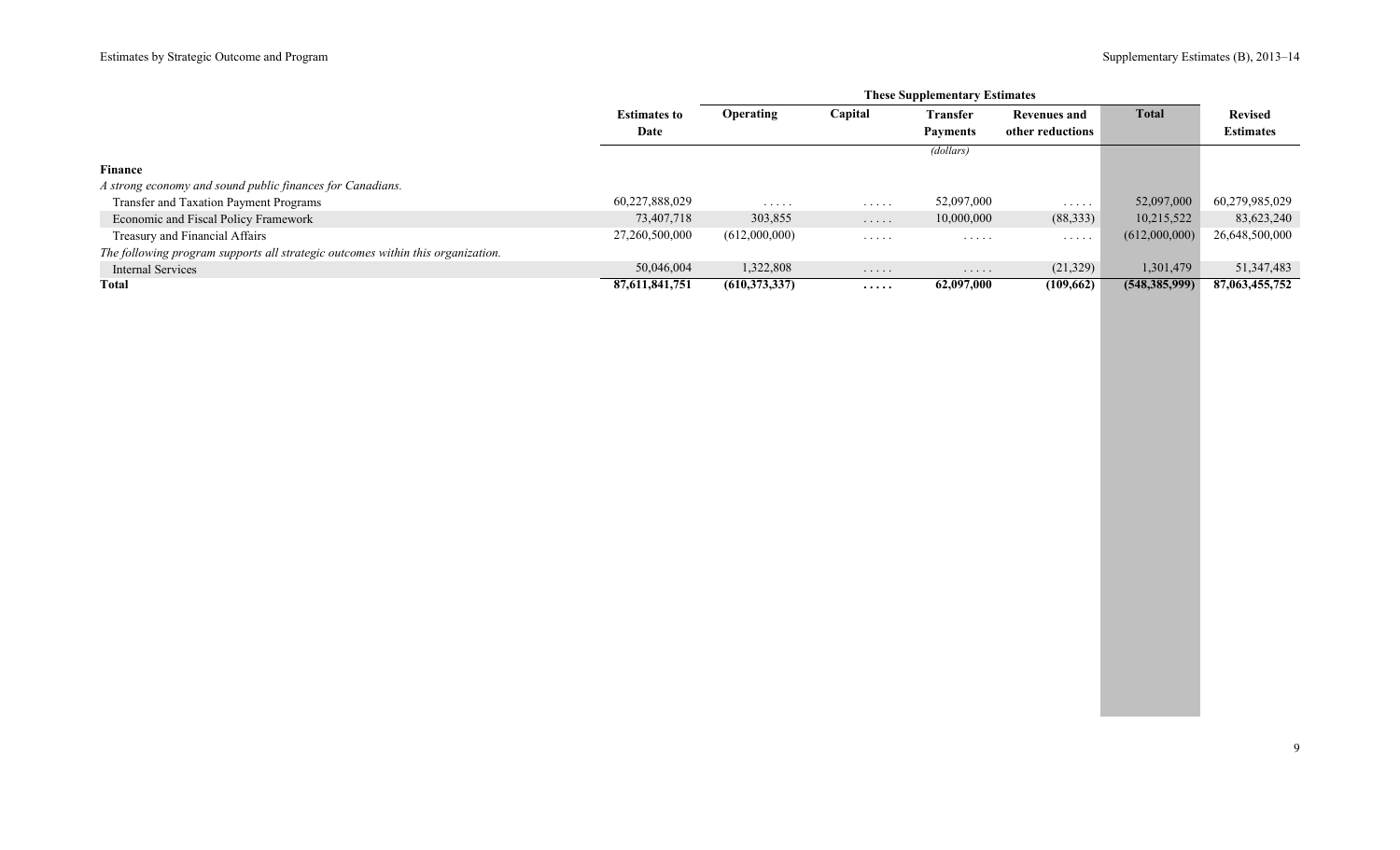| | Estimates to Date | These Supplementary Estimates | | | | | Revised Estimates |
|---|---|---|---|---|---|---|---|
| | | Operating | Capital | Transfer Payments | Revenues and other reductions | Total | |
| | | | | (dollars) | | | |
| **Finance** | | | | | | | |
| *A strong economy and sound public finances for Canadians.* | | | | | | | |
| Transfer and Taxation Payment Programs | 60,227,888,029 | ..... | ..... | 52,097,000 | ..... | 52,097,000 | 60,279,985,029 |
| Economic and Fiscal Policy Framework | 73,407,718 | 303,855 | ..... | 10,000,000 | (88,333) | 10,215,522 | 83,623,240 |
| Treasury and Financial Affairs | 27,260,500,000 | (612,000,000) | ..... | ..... | ..... | (612,000,000) | 26,648,500,000 |
| *The following program supports all strategic outcomes within this organization.* | | | | | | | |
| Internal Services | 50,046,004 | 1,322,808 | ..... | ..... | (21,329) | 1,301,479 | 51,347,483 |
| **Total** | **87,611,841,751** | **(610,373,337)** | **.....** | **62,097,000** | **(109,662)** | **(548,385,999)** | **87,063,455,752** |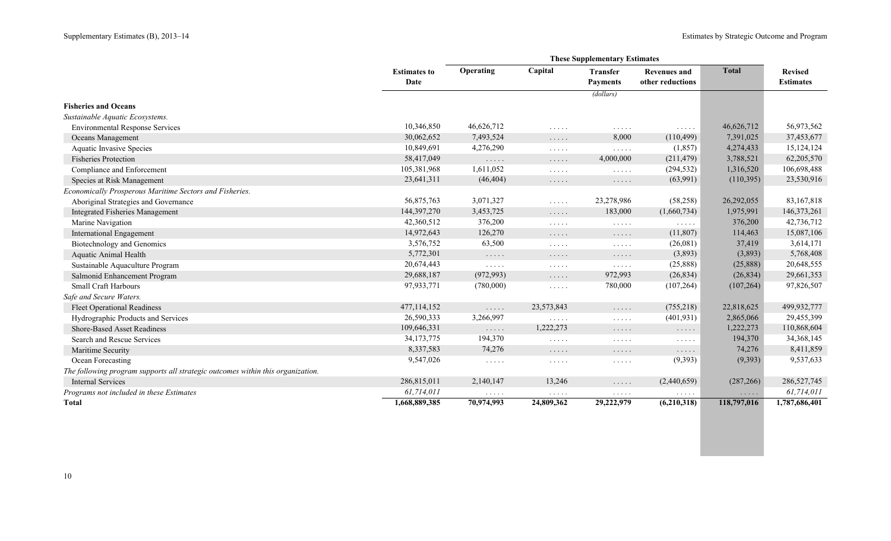| | Estimates to Date | These Supplementary Estimates | | | | | Revised Estimates |
|---|---|---|---|---|---|---|---|
| | | Operating | Capital | Transfer Payments | Revenues and other reductions | Total | |
| | | | | (dollars) | | | |
| **Fisheries and Oceans** | | | | | | | |
| *Sustainable Aquatic Ecosystems.* | | | | | | | |
| Environmental Response Services | 10,346,850 | 46,626,712 | ..... | ..... | ..... | 46,626,712 | 56,973,562 |
| Oceans Management | 30,062,652 | 7,493,524 | ..... | 8,000 | (110,499) | 7,391,025 | 37,453,677 |
| Aquatic Invasive Species | 10,849,691 | 4,276,290 | ..... | ..... | (1,857) | 4,274,433 | 15,124,124 |
| Fisheries Protection | 58,417,049 | ..... | ..... | 4,000,000 | (211,479) | 3,788,521 | 62,205,570 |
| Compliance and Enforcement | 105,381,968 | 1,611,052 | ..... | ..... | (294,532) | 1,316,520 | 106,698,488 |
| Species at Risk Management | 23,641,311 | (46,404) | ..... | ..... | (63,991) | (110,395) | 23,530,916 |
| *Economically Prosperous Maritime Sectors and Fisheries.* | | | | | | | |
| Aboriginal Strategies and Governance | 56,875,763 | 3,071,327 | ..... | 23,278,986 | (58,258) | 26,292,055 | 83,167,818 |
| Integrated Fisheries Management | 144,397,270 | 3,453,725 | ..... | 183,000 | (1,660,734) | 1,975,991 | 146,373,261 |
| Marine Navigation | 42,360,512 | 376,200 | ..... | ..... | ..... | 376,200 | 42,736,712 |
| International Engagement | 14,972,643 | 126,270 | ..... | ..... | (11,807) | 114,463 | 15,087,106 |
| Biotechnology and Genomics | 3,576,752 | 63,500 | ..... | ..... | (26,081) | 37,419 | 3,614,171 |
| Aquatic Animal Health | 5,772,301 | ..... | ..... | ..... | (3,893) | (3,893) | 5,768,408 |
| Sustainable Aquaculture Program | 20,674,443 | ..... | ..... | ..... | (25,888) | (25,888) | 20,648,555 |
| Salmonid Enhancement Program | 29,688,187 | (972,993) | ..... | 972,993 | (26,834) | (26,834) | 29,661,353 |
| Small Craft Harbours | 97,933,771 | (780,000) | ..... | 780,000 | (107,264) | (107,264) | 97,826,507 |
| *Safe and Secure Waters.* | | | | | | | |
| Fleet Operational Readiness | 477,114,152 | ..... | 23,573,843 | ..... | (755,218) | 22,818,625 | 499,932,777 |
| Hydrographic Products and Services | 26,590,333 | 3,266,997 | ..... | ..... | (401,931) | 2,865,066 | 29,455,399 |
| Shore-Based Asset Readiness | 109,646,331 | ..... | 1,222,273 | ..... | ..... | 1,222,273 | 110,868,604 |
| Search and Rescue Services | 34,173,775 | 194,370 | ..... | ..... | ..... | 194,370 | 34,368,145 |
| Maritime Security | 8,337,583 | 74,276 | ..... | ..... | ..... | 74,276 | 8,411,859 |
| Ocean Forecasting | 9,547,026 | ..... | ..... | ..... | (9,393) | (9,393) | 9,537,633 |
| *The following program supports all strategic outcomes within this organization.* | | | | | | | |
| Internal Services | 286,815,011 | 2,140,147 | 13,246 | ..... | (2,440,659) | (287,266) | 286,527,745 |
| *Programs not included in these Estimates* | *61,714,011* | ..... | ..... | ..... | ..... | ..... | *61,714,011* |
| **Total** | **1,668,889,385** | **70,974,993** | **24,809,362** | **29,222,979** | **(6,210,318)** | **118,797,016** | **1,787,686,401** |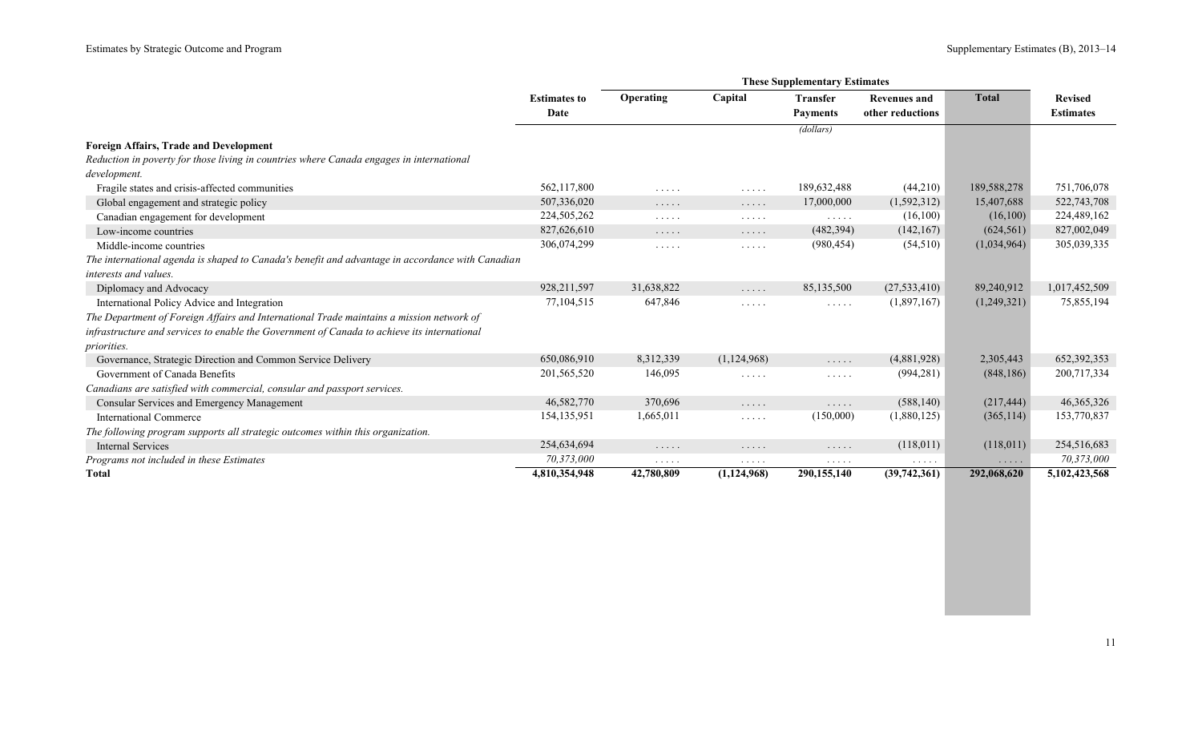| | Estimates to Date | These Supplementary Estimates | | | | | Revised Estimates |
|---|---|---|---|---|---|---|---|
| | | Operating | Capital | Transfer Payments | Revenues and other reductions | Total | |
| | | | | (dollars) | | | |
| **Foreign Affairs, Trade and Development** | | | | | | | |
| *Reduction in poverty for those living in countries where Canada engages in international development.* | | | | | | | |
| Fragile states and crisis-affected communities | 562,117,800 | . . . . . | . . . . . | 189,632,488 | (44,210) | 189,588,278 | 751,706,078 |
| Global engagement and strategic policy | 507,336,020 | . . . . . | . . . . . | 17,000,000 | (1,592,312) | 15,407,688 | 522,743,708 |
| Canadian engagement for development | 224,505,262 | . . . . . | . . . . . | . . . . . | (16,100) | (16,100) | 224,489,162 |
| Low-income countries | 827,626,610 | . . . . . | . . . . . | (482,394) | (142,167) | (624,561) | 827,002,049 |
| Middle-income countries | 306,074,299 | . . . . . | . . . . . | (980,454) | (54,510) | (1,034,964) | 305,039,335 |
| *The international agenda is shaped to Canada's benefit and advantage in accordance with Canadian interests and values.* | | | | | | | |
| Diplomacy and Advocacy | 928,211,597 | 31,638,822 | . . . . . | 85,135,500 | (27,533,410) | 89,240,912 | 1,017,452,509 |
| International Policy Advice and Integration | 77,104,515 | 647,846 | . . . . . | . . . . . | (1,897,167) | (1,249,321) | 75,855,194 |
| *The Department of Foreign Affairs and International Trade maintains a mission network of infrastructure and services to enable the Government of Canada to achieve its international priorities.* | | | | | | | |
| Governance, Strategic Direction and Common Service Delivery | 650,086,910 | 8,312,339 | (1,124,968) | . . . . . | (4,881,928) | 2,305,443 | 652,392,353 |
| Government of Canada Benefits | 201,565,520 | 146,095 | . . . . . | . . . . . | (994,281) | (848,186) | 200,717,334 |
| *Canadians are satisfied with commercial, consular and passport services.* | | | | | | | |
| Consular Services and Emergency Management | 46,582,770 | 370,696 | . . . . . | . . . . . | (588,140) | (217,444) | 46,365,326 |
| International Commerce | 154,135,951 | 1,665,011 | . . . . . | (150,000) | (1,880,125) | (365,114) | 153,770,837 |
| *The following program supports all strategic outcomes within this organization.* | | | | | | | |
| Internal Services | 254,634,694 | . . . . . | . . . . . | . . . . . | (118,011) | (118,011) | 254,516,683 |
| *Programs not included in these Estimates* | *70,373,000* | . . . . . | . . . . . | . . . . . | . . . . . | . . . . . | *70,373,000* |
| **Total** | **4,810,354,948** | **42,780,809** | **(1,124,968)** | **290,155,140** | **(39,742,361)** | **292,068,620** | **5,102,423,568** |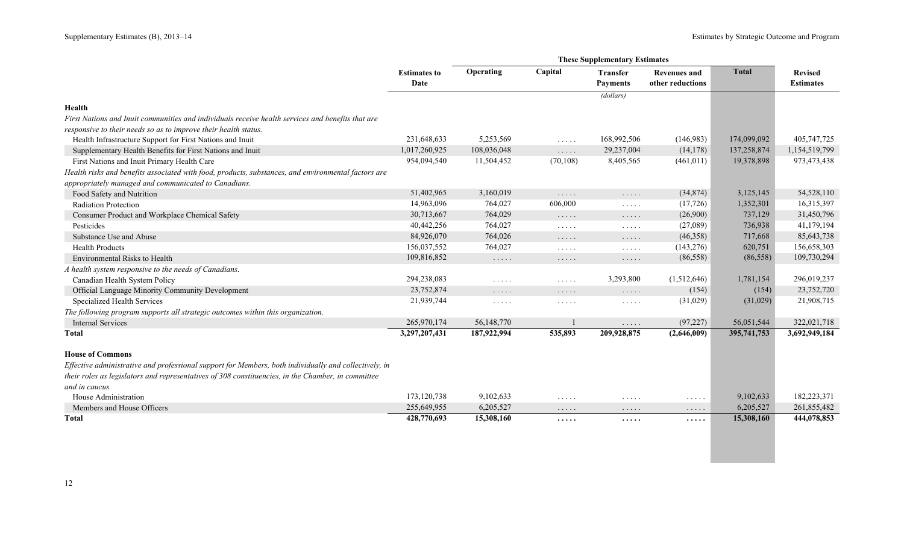| | Estimates to Date | These Supplementary Estimates | | | | | Revised Estimates |
|---|---|---|---|---|---|---|---|
| | | Operating | Capital | Transfer Payments | Revenues and other reductions | Total | |
| | | | | (dollars) | | | |
| **Health** | | | | | | | |
| *First Nations and Inuit communities and individuals receive health services and benefits that are responsive to their needs so as to improve their health status.* | | | | | | | |
| Health Infrastructure Support for First Nations and Inuit | 231,648,633 | 5,253,569 | ..... | 168,992,506 | (146,983) | 174,099,092 | 405,747,725 |
| Supplementary Health Benefits for First Nations and Inuit | 1,017,260,925 | 108,036,048 | ..... | 29,237,004 | (14,178) | 137,258,874 | 1,154,519,799 |
| First Nations and Inuit Primary Health Care | 954,094,540 | 11,504,452 | (70,108) | 8,405,565 | (461,011) | 19,378,898 | 973,473,438 |
| *Health risks and benefits associated with food, products, substances, and environmental factors are appropriately managed and communicated to Canadians.* | | | | | | | |
| Food Safety and Nutrition | 51,402,965 | 3,160,019 | ..... | ..... | (34,874) | 3,125,145 | 54,528,110 |
| Radiation Protection | 14,963,096 | 764,027 | 606,000 | ..... | (17,726) | 1,352,301 | 16,315,397 |
| Consumer Product and Workplace Chemical Safety | 30,713,667 | 764,029 | ..... | ..... | (26,900) | 737,129 | 31,450,796 |
| Pesticides | 40,442,256 | 764,027 | ..... | ..... | (27,089) | 736,938 | 41,179,194 |
| Substance Use and Abuse | 84,926,070 | 764,026 | ..... | ..... | (46,358) | 717,668 | 85,643,738 |
| Health Products | 156,037,552 | 764,027 | ..... | ..... | (143,276) | 620,751 | 156,658,303 |
| Environmental Risks to Health | 109,816,852 | ..... | ..... | ..... | (86,558) | (86,558) | 109,730,294 |
| *A health system responsive to the needs of Canadians.* | | | | | | | |
| Canadian Health System Policy | 294,238,083 | ..... | ..... | 3,293,800 | (1,512,646) | 1,781,154 | 296,019,237 |
| Official Language Minority Community Development | 23,752,874 | ..... | ..... | ..... | (154) | (154) | 23,752,720 |
| Specialized Health Services | 21,939,744 | ..... | ..... | ..... | (31,029) | (31,029) | 21,908,715 |
| *The following program supports all strategic outcomes within this organization.* | | | | | | | |
| Internal Services | 265,970,174 | 56,148,770 | 1 | ..... | (97,227) | 56,051,544 | 322,021,718 |
| **Total** | **3,297,207,431** | **187,922,994** | **535,893** | **209,928,875** | **(2,646,009)** | **395,741,753** | **3,692,949,184** |
| **House of Commons** | | | | | | | |
| *Effective administrative and professional support for Members, both individually and collectively, in their roles as legislators and representatives of 308 constituencies, in the Chamber, in committee and in caucus.* | | | | | | | |
| House Administration | 173,120,738 | 9,102,633 | ..... | ..... | ..... | 9,102,633 | 182,223,371 |
| Members and House Officers | 255,649,955 | 6,205,527 | ..... | ..... | ..... | 6,205,527 | 261,855,482 |
| **Total** | **428,770,693** | **15,308,160** | **.....** | **.....** | **.....** | **15,308,160** | **444,078,853** |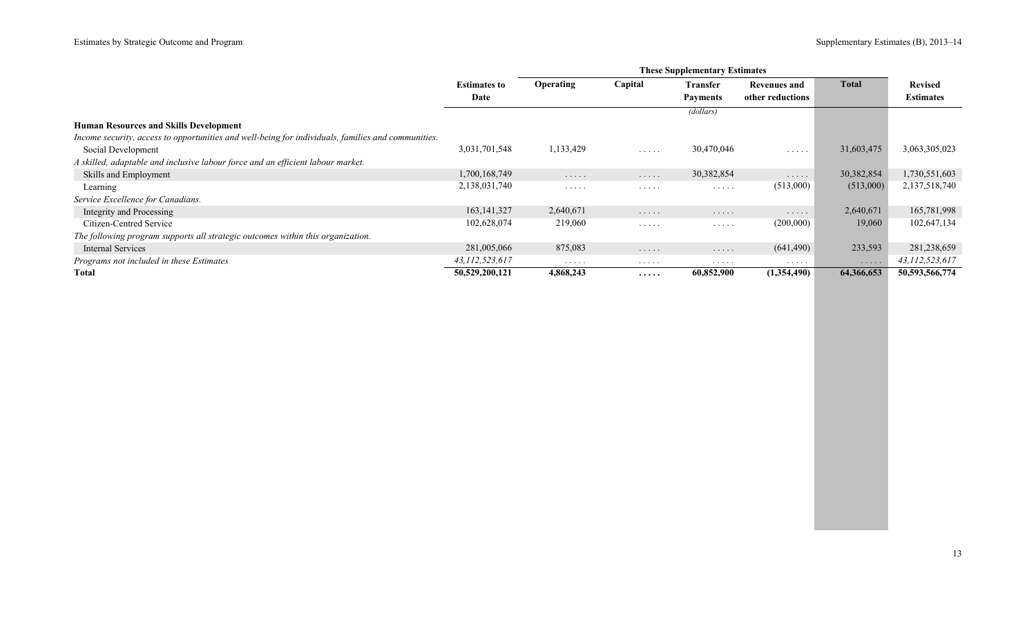| | Estimates to Date | These Supplementary Estimates | | | | | Revised Estimates |
|---|---|---|---|---|---|---|---|
| | | Operating | Capital | Transfer Payments | Revenues and other reductions | Total | |
| | | | | (dollars) | | | |
| **Human Resources and Skills Development** | | | | | | | |
| *Income security, access to opportunities and well-being for individuals, families and communities.* | | | | | | | |
| Social Development | 3,031,701,548 | 1,133,429 | ..... | 30,470,046 | ..... | 31,603,475 | 3,063,305,023 |
| *A skilled, adaptable and inclusive labour force and an efficient labour market.* | | | | | | | |
| Skills and Employment | 1,700,168,749 | ..... | ..... | 30,382,854 | ..... | 30,382,854 | 1,730,551,603 |
| Learning | 2,138,031,740 | ..... | ..... | ..... | (513,000) | (513,000) | 2,137,518,740 |
| *Service Excellence for Canadians.* | | | | | | | |
| Integrity and Processing | 163,141,327 | 2,640,671 | ..... | ..... | ..... | 2,640,671 | 165,781,998 |
| Citizen-Centred Service | 102,628,074 | 219,060 | ..... | ..... | (200,000) | 19,060 | 102,647,134 |
| *The following program supports all strategic outcomes within this organization.* | | | | | | | |
| Internal Services | 281,005,066 | 875,083 | ..... | ..... | (641,490) | 233,593 | 281,238,659 |
| *Programs not included in these Estimates* | *43,112,523,617* | ..... | ..... | ..... | ..... | ..... | *43,112,523,617* |
| **Total** | **50,529,200,121** | **4,868,243** | **.....** | **60,852,900** | **(1,354,490)** | **64,366,653** | **50,593,566,774** |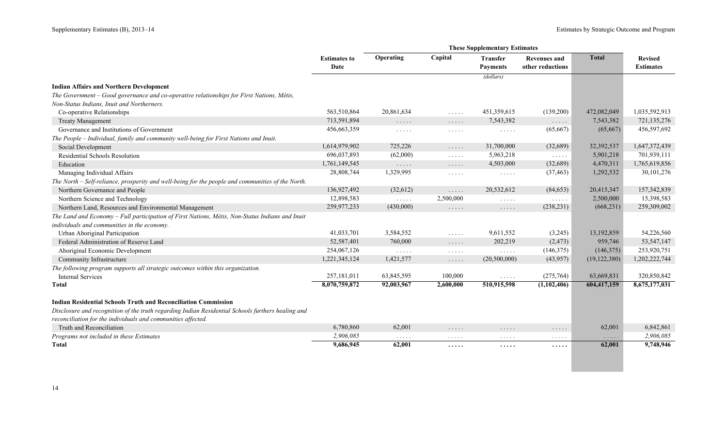| | Estimates to Date | These Supplementary Estimates | | | | | Revised Estimates |
|---|---|---|---|---|---|---|---|
| | | Operating | Capital | Transfer Payments | Revenues and other reductions | Total | |
| | | | | (dollars) | | | |
| **Indian Affairs and Northern Development** | | | | | | | |
| *The Government – Good governance and co-operative relationships for First Nations, Métis, Non-Status Indians, Inuit and Northerners.* | | | | | | | |
| Co-operative Relationships | 563,510,864 | 20,861,634 | . . . . . | 451,359,615 | (139,200) | 472,082,049 | 1,035,592,913 |
| Treaty Management | 713,591,894 | . . . . . | . . . . . | 7,543,382 | . . . . . | 7,543,382 | 721,135,276 |
| Governance and Institutions of Government | 456,663,359 | . . . . . | . . . . . | . . . . . | (65,667) | (65,667) | 456,597,692 |
| *The People – Individual, family and community well-being for First Nations and Inuit.* | | | | | | | |
| Social Development | 1,614,979,902 | 725,226 | . . . . . | 31,700,000 | (32,689) | 32,392,537 | 1,647,372,439 |
| Residential Schools Resolution | 696,037,893 | (62,000) | . . . . . | 5,963,218 | . . . . . | 5,901,218 | 701,939,111 |
| Education | 1,761,149,545 | . . . . . | . . . . . | 4,503,000 | (32,689) | 4,470,311 | 1,765,619,856 |
| Managing Individual Affairs | 28,808,744 | 1,329,995 | . . . . . | . . . . . | (37,463) | 1,292,532 | 30,101,276 |
| *The North – Self-reliance, prosperity and well-being for the people and communities of the North.* | | | | | | | |
| Northern Governance and People | 136,927,492 | (32,612) | . . . . . | 20,532,612 | (84,653) | 20,415,347 | 157,342,839 |
| Northern Science and Technology | 12,898,583 | . . . . . | 2,500,000 | . . . . . | . . . . . | 2,500,000 | 15,398,583 |
| Northern Land, Resources and Environmental Management | 259,977,233 | (430,000) | . . . . . | . . . . . | (238,231) | (668,231) | 259,309,002 |
| *The Land and Economy – Full participation of First Nations, Métis, Non-Status Indians and Inuit individuals and communities in the economy.* | | | | | | | |
| Urban Aboriginal Participation | 41,033,701 | 3,584,552 | . . . . . | 9,611,552 | (3,245) | 13,192,859 | 54,226,560 |
| Federal Administration of Reserve Land | 52,587,401 | 760,000 | . . . . . | 202,219 | (2,473) | 959,746 | 53,547,147 |
| Aboriginal Economic Development | 254,067,126 | . . . . . | . . . . . | . . . . . | (146,375) | (146,375) | 253,920,751 |
| Community Infrastructure | 1,221,345,124 | 1,421,577 | . . . . . | (20,500,000) | (43,957) | (19,122,380) | 1,202,222,744 |
| *The following program supports all strategic outcomes within this organization.* | | | | | | | |
| Internal Services | 257,181,011 | 63,845,595 | 100,000 | . . . . . | (275,764) | 63,669,831 | 320,850,842 |
| **Total** | **8,070,759,872** | **92,003,967** | **2,600,000** | **510,915,598** | **(1,102,406)** | **604,417,159** | **8,675,177,031** |
| **Indian Residential Schools Truth and Reconciliation Commission** | | | | | | | |
| *Disclosure and recognition of the truth regarding Indian Residential Schools furthers healing and reconciliation for the individuals and communities affected.* | | | | | | | |
| Truth and Reconciliation | 6,780,860 | 62,001 | . . . . . | . . . . . | . . . . . | 62,001 | 6,842,861 |
| *Programs not included in these Estimates* | *2,906,085* | . . . . . | . . . . . | . . . . . | . . . . . | . . . . . | *2,906,085* |
| **Total** | **9,686,945** | **62,001** | **. . . . .** | **. . . . .** | **. . . . .** | **62,001** | **9,748,946** |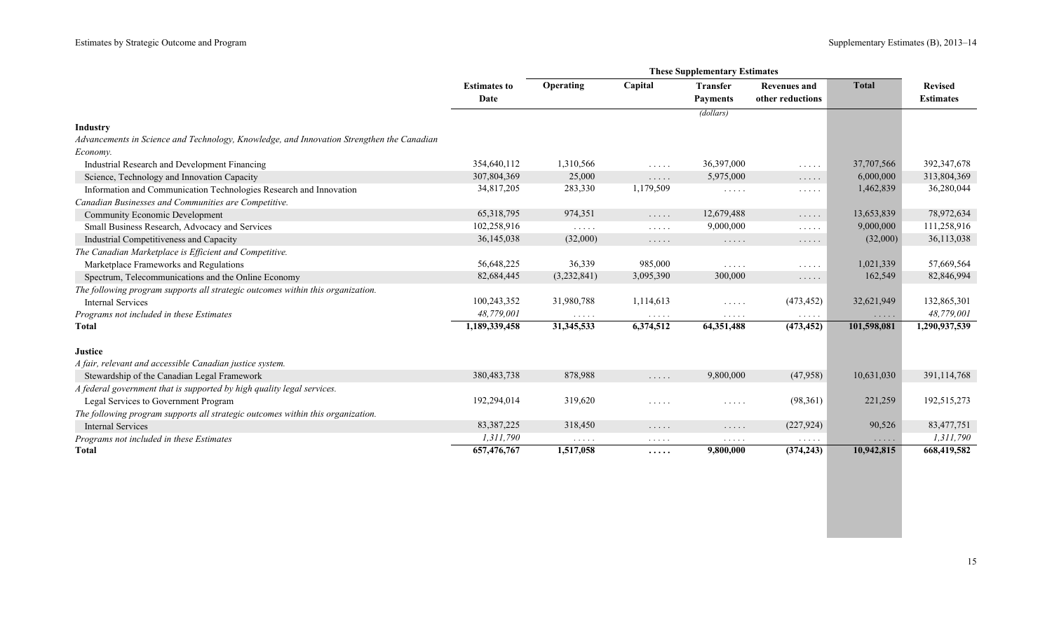|  | Estimates to Date | These Supplementary Estimates | | | | | Revised Estimates |
|---|---|---|---|---|---|---|---|
|  |  | Operating | Capital | Transfer Payments | Revenues and other reductions | Total |  |
|  |  |  |  | (dollars) |  |  |  |
| **Industry** |  |  |  |  |  |  |  |
| *Advancements in Science and Technology, Knowledge, and Innovation Strengthen the Canadian Economy.* |  |  |  |  |  |  |  |
| Industrial Research and Development Financing | 354,640,112 | 1,310,566 | ..... | 36,397,000 | ..... | 37,707,566 | 392,347,678 |
| Science, Technology and Innovation Capacity | 307,804,369 | 25,000 | ..... | 5,975,000 | ..... | 6,000,000 | 313,804,369 |
| Information and Communication Technologies Research and Innovation | 34,817,205 | 283,330 | 1,179,509 | ..... | ..... | 1,462,839 | 36,280,044 |
| *Canadian Businesses and Communities are Competitive.* |  |  |  |  |  |  |  |
| Community Economic Development | 65,318,795 | 974,351 | ..... | 12,679,488 | ..... | 13,653,839 | 78,972,634 |
| Small Business Research, Advocacy and Services | 102,258,916 | ..... | ..... | 9,000,000 | ..... | 9,000,000 | 111,258,916 |
| Industrial Competitiveness and Capacity | 36,145,038 | (32,000) | ..... | ..... | ..... | (32,000) | 36,113,038 |
| *The Canadian Marketplace is Efficient and Competitive.* |  |  |  |  |  |  |  |
| Marketplace Frameworks and Regulations | 56,648,225 | 36,339 | 985,000 | ..... | ..... | 1,021,339 | 57,669,564 |
| Spectrum, Telecommunications and the Online Economy | 82,684,445 | (3,232,841) | 3,095,390 | 300,000 | ..... | 162,549 | 82,846,994 |
| *The following program supports all strategic outcomes within this organization.* |  |  |  |  |  |  |  |
| Internal Services | 100,243,352 | 31,980,788 | 1,114,613 | ..... | (473,452) | 32,621,949 | 132,865,301 |
| *Programs not included in these Estimates* | *48,779,001* | ..... | ..... | ..... | ..... | ..... | *48,779,001* |
| **Total** | **1,189,339,458** | **31,345,533** | **6,374,512** | **64,351,488** | **(473,452)** | **101,598,081** | **1,290,937,539** |
| **Justice** |  |  |  |  |  |  |  |
| *A fair, relevant and accessible Canadian justice system.* |  |  |  |  |  |  |  |
| Stewardship of the Canadian Legal Framework | 380,483,738 | 878,988 | ..... | 9,800,000 | (47,958) | 10,631,030 | 391,114,768 |
| *A federal government that is supported by high quality legal services.* |  |  |  |  |  |  |  |
| Legal Services to Government Program | 192,294,014 | 319,620 | ..... | ..... | (98,361) | 221,259 | 192,515,273 |
| *The following program supports all strategic outcomes within this organization.* |  |  |  |  |  |  |  |
| Internal Services | 83,387,225 | 318,450 | ..... | ..... | (227,924) | 90,526 | 83,477,751 |
| *Programs not included in these Estimates* | *1,311,790* | ..... | ..... | ..... | ..... | ..... | *1,311,790* |
| **Total** | **657,476,767** | **1,517,058** | **.....** | **9,800,000** | **(374,243)** | **10,942,815** | **668,419,582** |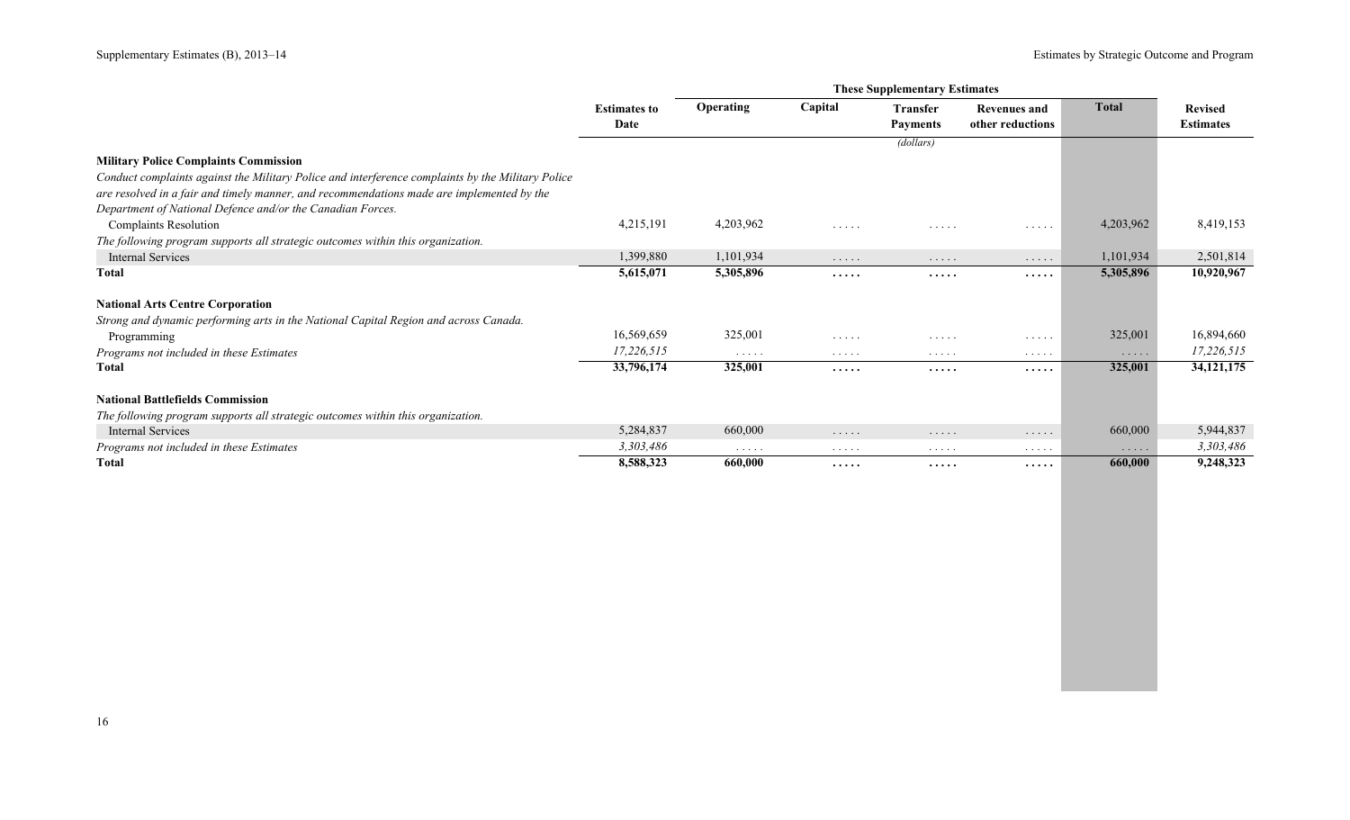| | Estimates to Date | These Supplementary Estimates | | | | | Revised Estimates |
|---|---|---|---|---|---|---|---|
| | | Operating | Capital | Transfer Payments | Revenues and other reductions | Total | |
| | | | | (dollars) | | | |
| **Military Police Complaints Commission** | | | | | | | |
| *Conduct complaints against the Military Police and interference complaints by the Military Police are resolved in a fair and timely manner, and recommendations made are implemented by the Department of National Defence and/or the Canadian Forces.* | | | | | | | |
| Complaints Resolution | 4,215,191 | 4,203,962 | . . . . . | . . . . . | . . . . . | 4,203,962 | 8,419,153 |
| *The following program supports all strategic outcomes within this organization.* | | | | | | | |
| Internal Services | 1,399,880 | 1,101,934 | . . . . . | . . . . . | . . . . . | 1,101,934 | 2,501,814 |
| **Total** | **5,615,071** | **5,305,896** | **. . . . .** | **. . . . .** | **. . . . .** | **5,305,896** | **10,920,967** |
| **National Arts Centre Corporation** | | | | | | | |
| *Strong and dynamic performing arts in the National Capital Region and across Canada.* | | | | | | | |
| Programming | 16,569,659 | 325,001 | . . . . . | . . . . . | . . . . . | 325,001 | 16,894,660 |
| *Programs not included in these Estimates* | *17,226,515* | . . . . . | . . . . . | . . . . . | . . . . . | . . . . . | *17,226,515* |
| **Total** | **33,796,174** | **325,001** | **. . . . .** | **. . . . .** | **. . . . .** | **325,001** | **34,121,175** |
| **National Battlefields Commission** | | | | | | | |
| *The following program supports all strategic outcomes within this organization.* | | | | | | | |
| Internal Services | 5,284,837 | 660,000 | . . . . . | . . . . . | . . . . . | 660,000 | 5,944,837 |
| *Programs not included in these Estimates* | *3,303,486* | . . . . . | . . . . . | . . . . . | . . . . . | . . . . . | *3,303,486* |
| **Total** | **8,588,323** | **660,000** | **. . . . .** | **. . . . .** | **. . . . .** | **660,000** | **9,248,323** |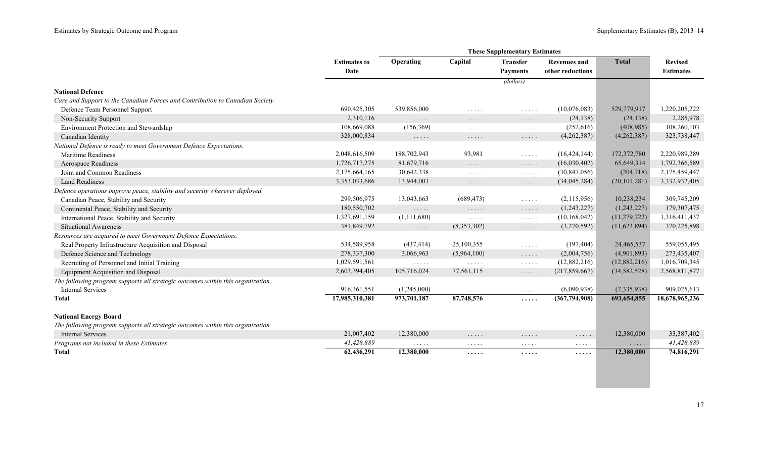| | Estimates to Date | These Supplementary Estimates | | | | | Revised Estimates |
|---|---|---|---|---|---|---|---|
| | | Operating | Capital | Transfer Payments | Revenues and other reductions | Total | |
| | | | | (dollars) | | | |
| **National Defence** | | | | | | | |
| *Care and Support to the Canadian Forces and Contribution to Canadian Society.* | | | | | | | |
| Defence Team Personnel Support | 690,425,305 | 539,856,000 | ..... | ..... | (10,076,083) | 529,779,917 | 1,220,205,222 |
| Non-Security Support | 2,310,116 | ..... | ..... | ..... | (24,138) | (24,138) | 2,285,978 |
| Environment Protection and Stewardship | 108,669,088 | (156,369) | ..... | ..... | (252,616) | (408,985) | 108,260,103 |
| Canadian Identity | 328,000,834 | ..... | ..... | ..... | (4,262,387) | (4,262,387) | 323,738,447 |
| *National Defence is ready to meet Government Defence Expectations.* | | | | | | | |
| Maritime Readiness | 2,048,616,509 | 188,702,943 | 93,981 | ..... | (16,424,144) | 172,372,780 | 2,220,989,289 |
| Aerospace Readiness | 1,726,717,275 | 81,679,716 | ..... | ..... | (16,030,402) | 65,649,314 | 1,792,366,589 |
| Joint and Common Readiness | 2,175,664,165 | 30,642,338 | ..... | ..... | (30,847,056) | (204,718) | 2,175,459,447 |
| Land Readiness | 3,353,033,686 | 13,944,003 | ..... | ..... | (34,045,284) | (20,101,281) | 3,332,932,405 |
| *Defence operations improve peace, stability and security wherever deployed.* | | | | | | | |
| Canadian Peace, Stability and Security | 299,506,975 | 13,043,663 | (689,473) | ..... | (2,115,956) | 10,238,234 | 309,745,209 |
| Continental Peace, Stability and Security | 180,550,702 | ..... | ..... | ..... | (1,243,227) | (1,243,227) | 179,307,475 |
| International Peace, Stability and Security | 1,327,691,159 | (1,111,680) | ..... | ..... | (10,168,042) | (11,279,722) | 1,316,411,437 |
| Situational Awareness | 381,849,792 | ..... | (8,353,302) | ..... | (3,270,592) | (11,623,894) | 370,225,898 |
| *Resources are acquired to meet Government Defence Expectations.* | | | | | | | |
| Real Property Infrastructure Acquisition and Disposal | 534,589,958 | (437,414) | 25,100,355 | ..... | (197,404) | 24,465,537 | 559,055,495 |
| Defence Science and Technology | 278,337,300 | 3,066,963 | (5,964,100) | ..... | (2,004,756) | (4,901,893) | 273,435,407 |
| Recruiting of Personnel and Initial Training | 1,029,591,561 | ..... | ..... | ..... | (12,882,216) | (12,882,216) | 1,016,709,345 |
| Equipment Acquisition and Disposal | 2,603,394,405 | 105,716,024 | 77,561,115 | ..... | (217,859,667) | (34,582,528) | 2,568,811,877 |
| *The following program supports all strategic outcomes within this organization.* | | | | | | | |
| Internal Services | 916,361,551 | (1,245,000) | ..... | ..... | (6,090,938) | (7,335,938) | 909,025,613 |
| **Total** | **17,985,310,381** | **973,701,187** | **87,748,576** | **.....** | **(367,794,908)** | **693,654,855** | **18,678,965,236** |
| **National Energy Board** | | | | | | | |
| *The following program supports all strategic outcomes within this organization.* | | | | | | | |
| Internal Services | 21,007,402 | 12,380,000 | ..... | ..... | ..... | 12,380,000 | 33,387,402 |
| *Programs not included in these Estimates* | *41,428,889* | ..... | ..... | ..... | ..... | ..... | *41,428,889* |
| **Total** | **62,436,291** | **12,380,000** | **.....** | **.....** | **.....** | **12,380,000** | **74,816,291** |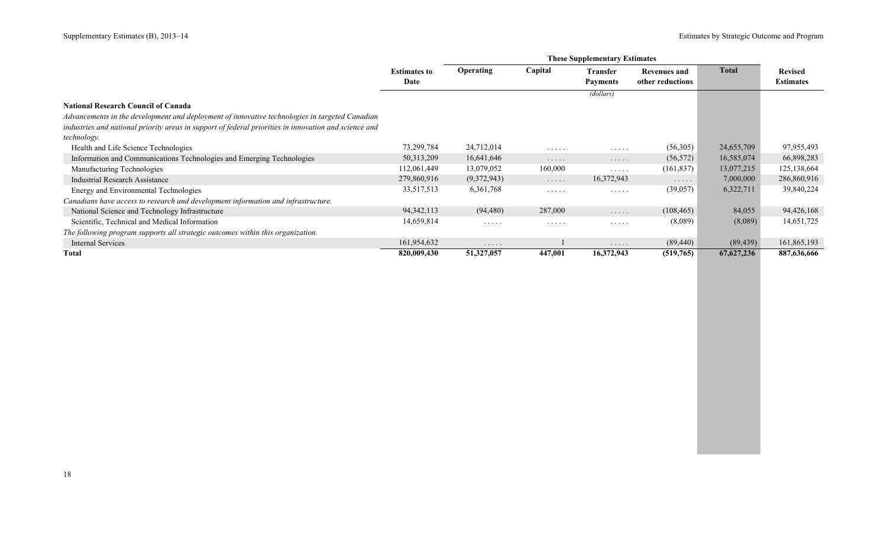| | Estimates to Date | These Supplementary Estimates | | | | | Revised Estimates |
|---|---|---|---|---|---|---|---|
| | | Operating | Capital | Transfer Payments | Revenues and other reductions | Total | |
| | | | | (dollars) | | | |
| **National Research Council of Canada** | | | | | | | |
| *Advancements in the development and deployment of innovative technologies in targeted Canadian industries and national priority areas in support of federal priorities in innovation and science and technology.* | | | | | | | |
| Health and Life Science Technologies | 73,299,784 | 24,712,014 | ..... | ..... | (56,305) | 24,655,709 | 97,955,493 |
| Information and Communications Technologies and Emerging Technologies | 50,313,209 | 16,641,646 | ..... | ..... | (56,572) | 16,585,074 | 66,898,283 |
| Manufacturing Technologies | 112,061,449 | 13,079,052 | 160,000 | ..... | (161,837) | 13,077,215 | 125,138,664 |
| Industrial Research Assistance | 279,860,916 | (9,372,943) | ..... | 16,372,943 | ..... | 7,000,000 | 286,860,916 |
| Energy and Environmental Technologies | 33,517,513 | 6,361,768 | ..... | ..... | (39,057) | 6,322,711 | 39,840,224 |
| *Canadians have access to research and development information and infrastructure.* | | | | | | | |
| National Science and Technology Infrastructure | 94,342,113 | (94,480) | 287,000 | ..... | (108,465) | 84,055 | 94,426,168 |
| Scientific, Technical and Medical Information | 14,659,814 | ..... | ..... | ..... | (8,089) | (8,089) | 14,651,725 |
| *The following program supports all strategic outcomes within this organization.* | | | | | | | |
| Internal Services | 161,954,632 | ..... | 1 | ..... | (89,440) | (89,439) | 161,865,193 |
| **Total** | **820,009,430** | **51,327,057** | **447,001** | **16,372,943** | **(519,765)** | **67,627,236** | **887,636,666** |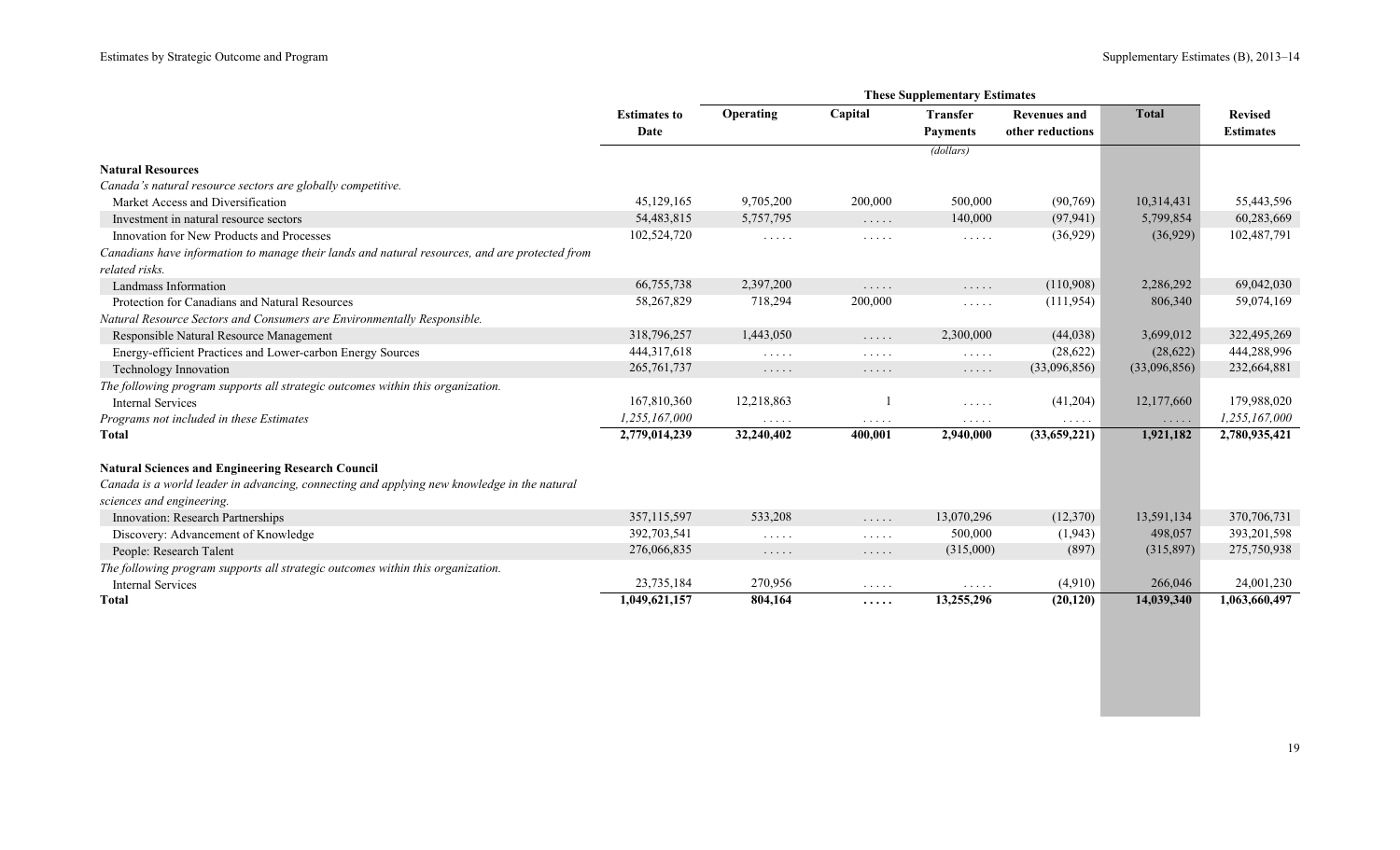| | Estimates to Date | These Supplementary Estimates | | | | | Revised Estimates |
|---|---|---|---|---|---|---|---|
| | | Operating | Capital | Transfer Payments | Revenues and other reductions | Total | |
| | | | | *(dollars)* | | | |
| **Natural Resources** | | | | | | | |
| *Canada's natural resource sectors are globally competitive.* | | | | | | | |
| Market Access and Diversification | 45,129,165 | 9,705,200 | 200,000 | 500,000 | (90,769) | 10,314,431 | 55,443,596 |
| Investment in natural resource sectors | 54,483,815 | 5,757,795 | . . . . . | 140,000 | (97,941) | 5,799,854 | 60,283,669 |
| Innovation for New Products and Processes | 102,524,720 | . . . . . | . . . . . | . . . . . | (36,929) | (36,929) | 102,487,791 |
| *Canadians have information to manage their lands and natural resources, and are protected from related risks.* | | | | | | | |
| Landmass Information | 66,755,738 | 2,397,200 | . . . . . | . . . . . | (110,908) | 2,286,292 | 69,042,030 |
| Protection for Canadians and Natural Resources | 58,267,829 | 718,294 | 200,000 | . . . . . | (111,954) | 806,340 | 59,074,169 |
| *Natural Resource Sectors and Consumers are Environmentally Responsible.* | | | | | | | |
| Responsible Natural Resource Management | 318,796,257 | 1,443,050 | . . . . . | 2,300,000 | (44,038) | 3,699,012 | 322,495,269 |
| Energy-efficient Practices and Lower-carbon Energy Sources | 444,317,618 | . . . . . | . . . . . | . . . . . | (28,622) | (28,622) | 444,288,996 |
| Technology Innovation | 265,761,737 | . . . . . | . . . . . | . . . . . | (33,096,856) | (33,096,856) | 232,664,881 |
| *The following program supports all strategic outcomes within this organization.* | | | | | | | |
| Internal Services | 167,810,360 | 12,218,863 | 1 | . . . . . | (41,204) | 12,177,660 | 179,988,020 |
| *Programs not included in these Estimates* | *1,255,167,000* | . . . . . | . . . . . | . . . . . | . . . . . | . . . . . | *1,255,167,000* |
| **Total** | **2,779,014,239** | **32,240,402** | **400,001** | **2,940,000** | **(33,659,221)** | **1,921,182** | **2,780,935,421** |
| **Natural Sciences and Engineering Research Council** | | | | | | | |
| *Canada is a world leader in advancing, connecting and applying new knowledge in the natural sciences and engineering.* | | | | | | | |
| Innovation: Research Partnerships | 357,115,597 | 533,208 | . . . . . | 13,070,296 | (12,370) | 13,591,134 | 370,706,731 |
| Discovery: Advancement of Knowledge | 392,703,541 | . . . . . | . . . . . | 500,000 | (1,943) | 498,057 | 393,201,598 |
| People: Research Talent | 276,066,835 | . . . . . | . . . . . | (315,000) | (897) | (315,897) | 275,750,938 |
| *The following program supports all strategic outcomes within this organization.* | | | | | | | |
| Internal Services | 23,735,184 | 270,956 | . . . . . | . . . . . | (4,910) | 266,046 | 24,001,230 |
| **Total** | **1,049,621,157** | **804,164** | **. . . . .** | **13,255,296** | **(20,120)** | **14,039,340** | **1,063,660,497** |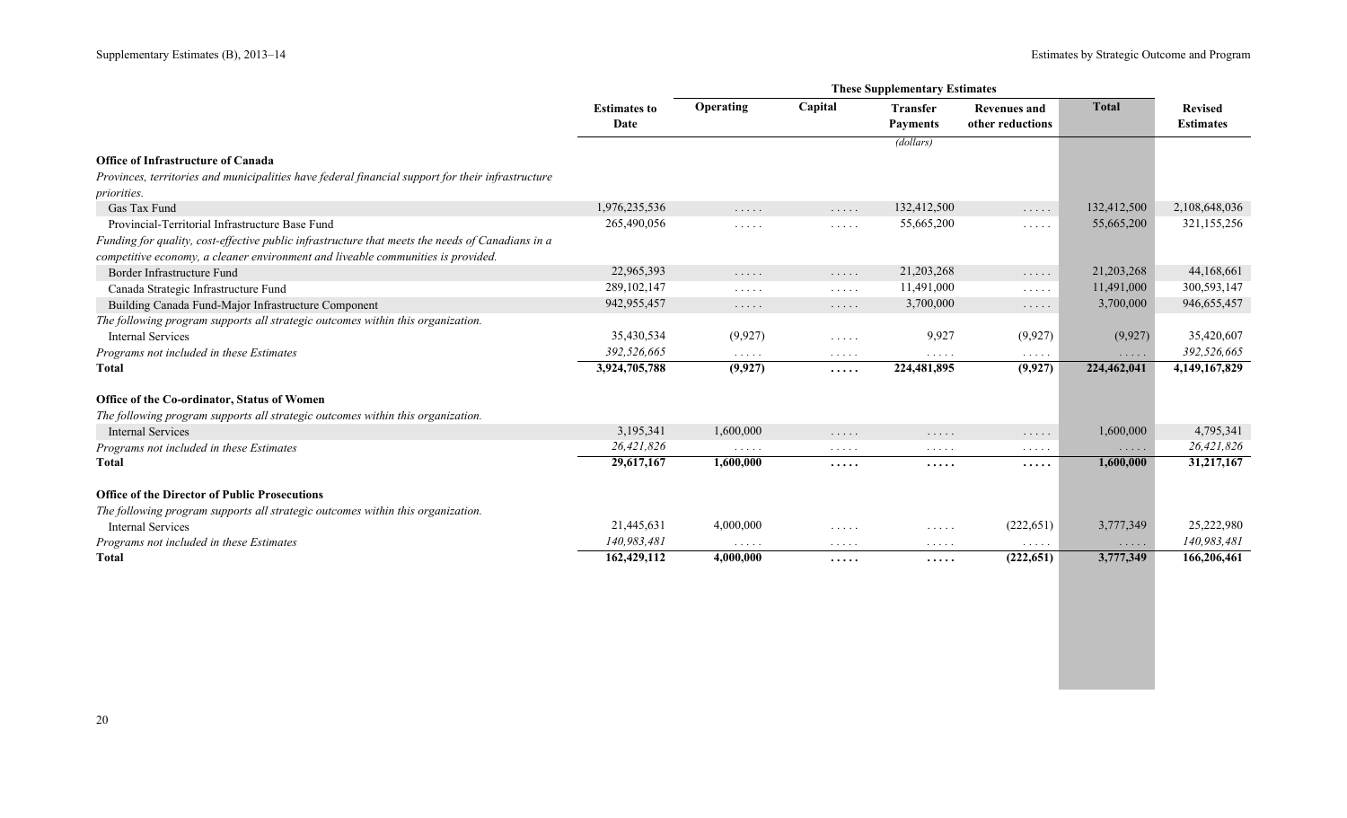| | Estimates to Date | These Supplementary Estimates | | | | | Revised Estimates |
|---|---|---|---|---|---|---|---|
| | | Operating | Capital | Transfer Payments | Revenues and other reductions | Total | |
| | | | | (dollars) | | | |
| **Office of Infrastructure of Canada** | | | | | | | |
| *Provinces, territories and municipalities have federal financial support for their infrastructure priorities.* | | | | | | | |
| Gas Tax Fund | 1,976,235,536 | ..... | ..... | 132,412,500 | ..... | 132,412,500 | 2,108,648,036 |
| Provincial-Territorial Infrastructure Base Fund | 265,490,056 | ..... | ..... | 55,665,200 | ..... | 55,665,200 | 321,155,256 |
| *Funding for quality, cost-effective public infrastructure that meets the needs of Canadians in a competitive economy, a cleaner environment and liveable communities is provided.* | | | | | | | |
| Border Infrastructure Fund | 22,965,393 | ..... | ..... | 21,203,268 | ..... | 21,203,268 | 44,168,661 |
| Canada Strategic Infrastructure Fund | 289,102,147 | ..... | ..... | 11,491,000 | ..... | 11,491,000 | 300,593,147 |
| Building Canada Fund-Major Infrastructure Component | 942,955,457 | ..... | ..... | 3,700,000 | ..... | 3,700,000 | 946,655,457 |
| *The following program supports all strategic outcomes within this organization.* | | | | | | | |
| Internal Services | 35,430,534 | (9,927) | ..... | 9,927 | (9,927) | (9,927) | 35,420,607 |
| *Programs not included in these Estimates* | *392,526,665* | ..... | ..... | ..... | ..... | ..... | *392,526,665* |
| **Total** | **3,924,705,788** | **(9,927)** | **.....** | **224,481,895** | **(9,927)** | **224,462,041** | **4,149,167,829** |
| **Office of the Co-ordinator, Status of Women** | | | | | | | |
| *The following program supports all strategic outcomes within this organization.* | | | | | | | |
| Internal Services | 3,195,341 | 1,600,000 | ..... | ..... | ..... | 1,600,000 | 4,795,341 |
| *Programs not included in these Estimates* | *26,421,826* | ..... | ..... | ..... | ..... | ..... | *26,421,826* |
| **Total** | **29,617,167** | **1,600,000** | **.....** | **.....** | **.....** | **1,600,000** | **31,217,167** |
| **Office of the Director of Public Prosecutions** | | | | | | | |
| *The following program supports all strategic outcomes within this organization.* | | | | | | | |
| Internal Services | 21,445,631 | 4,000,000 | ..... | ..... | (222,651) | 3,777,349 | 25,222,980 |
| *Programs not included in these Estimates* | *140,983,481* | ..... | ..... | ..... | ..... | ..... | *140,983,481* |
| **Total** | **162,429,112** | **4,000,000** | **.....** | **.....** | **(222,651)** | **3,777,349** | **166,206,461** |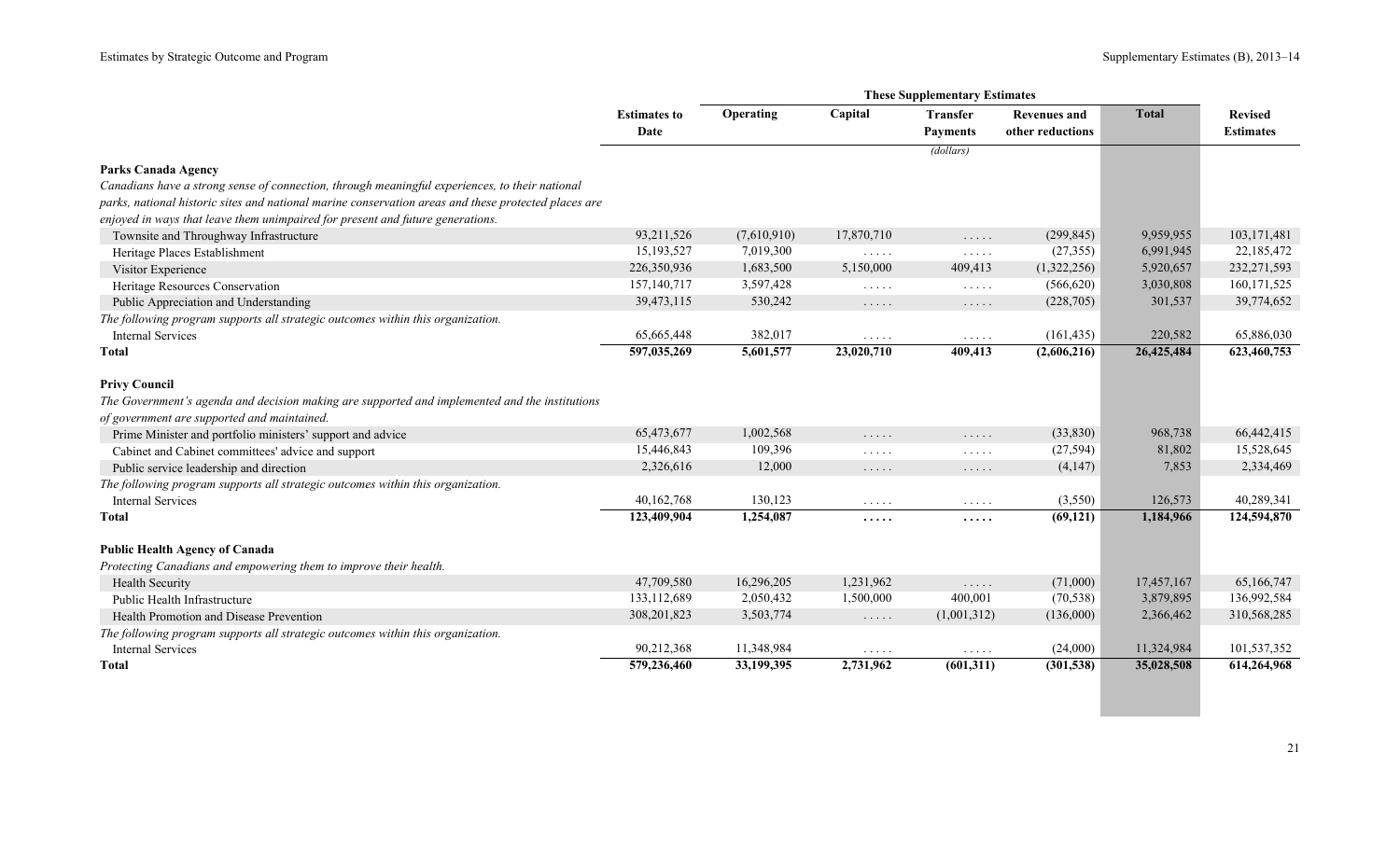| | Estimates to Date | These Supplementary Estimates | | | | | Revised Estimates |
|---|---|---|---|---|---|---|---|
| | | Operating | Capital | Transfer Payments | Revenues and other reductions | Total | |
| | | | | (dollars) | | | |
| **Parks Canada Agency** | | | | | | | |
| *Canadians have a strong sense of connection, through meaningful experiences, to their national parks, national historic sites and national marine conservation areas and these protected places are enjoyed in ways that leave them unimpaired for present and future generations.* | | | | | | | |
| Townsite and Throughway Infrastructure | 93,211,526 | (7,610,910) | 17,870,710 | ..... | (299,845) | 9,959,955 | 103,171,481 |
| Heritage Places Establishment | 15,193,527 | 7,019,300 | ..... | ..... | (27,355) | 6,991,945 | 22,185,472 |
| Visitor Experience | 226,350,936 | 1,683,500 | 5,150,000 | 409,413 | (1,322,256) | 5,920,657 | 232,271,593 |
| Heritage Resources Conservation | 157,140,717 | 3,597,428 | ..... | ..... | (566,620) | 3,030,808 | 160,171,525 |
| Public Appreciation and Understanding | 39,473,115 | 530,242 | ..... | ..... | (228,705) | 301,537 | 39,774,652 |
| *The following program supports all strategic outcomes within this organization.* | | | | | | | |
| Internal Services | 65,665,448 | 382,017 | ..... | ..... | (161,435) | 220,582 | 65,886,030 |
| **Total** | **597,035,269** | **5,601,577** | **23,020,710** | **409,413** | **(2,606,216)** | **26,425,484** | **623,460,753** |
| **Privy Council** | | | | | | | |
| *The Government's agenda and decision making are supported and implemented and the institutions of government are supported and maintained.* | | | | | | | |
| Prime Minister and portfolio ministers' support and advice | 65,473,677 | 1,002,568 | ..... | ..... | (33,830) | 968,738 | 66,442,415 |
| Cabinet and Cabinet committees' advice and support | 15,446,843 | 109,396 | ..... | ..... | (27,594) | 81,802 | 15,528,645 |
| Public service leadership and direction | 2,326,616 | 12,000 | ..... | ..... | (4,147) | 7,853 | 2,334,469 |
| *The following program supports all strategic outcomes within this organization.* | | | | | | | |
| Internal Services | 40,162,768 | 130,123 | ..... | ..... | (3,550) | 126,573 | 40,289,341 |
| **Total** | **123,409,904** | **1,254,087** | **.....** | **.....** | **(69,121)** | **1,184,966** | **124,594,870** |
| **Public Health Agency of Canada** | | | | | | | |
| *Protecting Canadians and empowering them to improve their health.* | | | | | | | |
| Health Security | 47,709,580 | 16,296,205 | 1,231,962 | ..... | (71,000) | 17,457,167 | 65,166,747 |
| Public Health Infrastructure | 133,112,689 | 2,050,432 | 1,500,000 | 400,001 | (70,538) | 3,879,895 | 136,992,584 |
| Health Promotion and Disease Prevention | 308,201,823 | 3,503,774 | ..... | (1,001,312) | (136,000) | 2,366,462 | 310,568,285 |
| *The following program supports all strategic outcomes within this organization.* | | | | | | | |
| Internal Services | 90,212,368 | 11,348,984 | ..... | ..... | (24,000) | 11,324,984 | 101,537,352 |
| **Total** | **579,236,460** | **33,199,395** | **2,731,962** | **(601,311)** | **(301,538)** | **35,028,508** | **614,264,968** |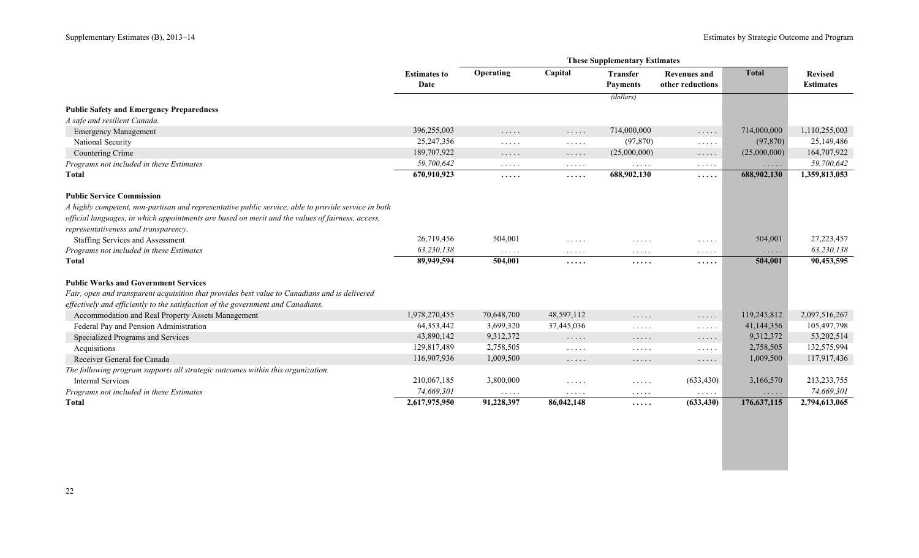| | Estimates to Date | These Supplementary Estimates | | | | | Revised Estimates |
|---|---|---|---|---|---|---|---|
| | | Operating | Capital | Transfer Payments | Revenues and other reductions | Total | |
| | | | | (dollars) | | | |
| **Public Safety and Emergency Preparedness** | | | | | | | |
| *A safe and resilient Canada.* | | | | | | | |
| Emergency Management | 396,255,003 | ..... | ..... | 714,000,000 | ..... | 714,000,000 | 1,110,255,003 |
| National Security | 25,247,356 | ..... | ..... | (97,870) | ..... | (97,870) | 25,149,486 |
| Countering Crime | 189,707,922 | ..... | ..... | (25,000,000) | ..... | (25,000,000) | 164,707,922 |
| *Programs not included in these Estimates* | *59,700,642* | ..... | ..... | ..... | ..... | ..... | *59,700,642* |
| **Total** | **670,910,923** | **.....** | **.....** | **688,902,130** | **.....** | **688,902,130** | **1,359,813,053** |
| **Public Service Commission** | | | | | | | |
| *A highly competent, non-partisan and representative public service, able to provide service in both official languages, in which appointments are based on merit and the values of fairness, access, representativeness and transparency.* | | | | | | | |
| Staffing Services and Assessment | 26,719,456 | 504,001 | ..... | ..... | ..... | 504,001 | 27,223,457 |
| *Programs not included in these Estimates* | *63,230,138* | ..... | ..... | ..... | ..... | ..... | *63,230,138* |
| **Total** | **89,949,594** | **504,001** | **.....** | **.....** | **.....** | **504,001** | **90,453,595** |
| **Public Works and Government Services** | | | | | | | |
| *Fair, open and transparent acquisition that provides best value to Canadians and is delivered effectively and efficiently to the satisfaction of the government and Canadians.* | | | | | | | |
| Accommodation and Real Property Assets Management | 1,978,270,455 | 70,648,700 | 48,597,112 | ..... | ..... | 119,245,812 | 2,097,516,267 |
| Federal Pay and Pension Administration | 64,353,442 | 3,699,320 | 37,445,036 | ..... | ..... | 41,144,356 | 105,497,798 |
| Specialized Programs and Services | 43,890,142 | 9,312,372 | ..... | ..... | ..... | 9,312,372 | 53,202,514 |
| Acquisitions | 129,817,489 | 2,758,505 | ..... | ..... | ..... | 2,758,505 | 132,575,994 |
| Receiver General for Canada | 116,907,936 | 1,009,500 | ..... | ..... | ..... | 1,009,500 | 117,917,436 |
| *The following program supports all strategic outcomes within this organization.* | | | | | | | |
| Internal Services | 210,067,185 | 3,800,000 | ..... | ..... | (633,430) | 3,166,570 | 213,233,755 |
| *Programs not included in these Estimates* | *74,669,301* | ..... | ..... | ..... | ..... | ..... | *74,669,301* |
| **Total** | **2,617,975,950** | **91,228,397** | **86,042,148** | **.....** | **(633,430)** | **176,637,115** | **2,794,613,065** |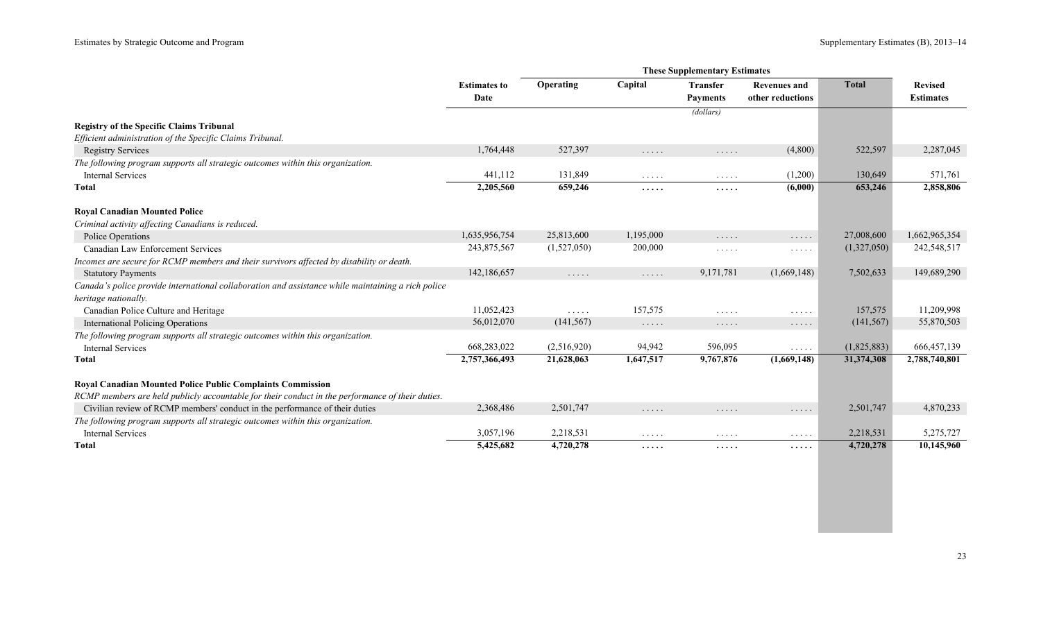| | Estimates to Date | These Supplementary Estimates | | | | | Revised Estimates |
|---|---|---|---|---|---|---|---|
| | | Operating | Capital | Transfer Payments | Revenues and other reductions | Total | |
| | | | | (dollars) | | | |
| **Registry of the Specific Claims Tribunal** | | | | | | | |
| *Efficient administration of the Specific Claims Tribunal.* | | | | | | | |
| Registry Services | 1,764,448 | 527,397 | ..... | ..... | (4,800) | 522,597 | 2,287,045 |
| *The following program supports all strategic outcomes within this organization.* | | | | | | | |
| Internal Services | 441,112 | 131,849 | ..... | ..... | (1,200) | 130,649 | 571,761 |
| **Total** | **2,205,560** | **659,246** | **.....** | **.....** | **(6,000)** | **653,246** | **2,858,806** |
| **Royal Canadian Mounted Police** | | | | | | | |
| *Criminal activity affecting Canadians is reduced.* | | | | | | | |
| Police Operations | 1,635,956,754 | 25,813,600 | 1,195,000 | ..... | ..... | 27,008,600 | 1,662,965,354 |
| Canadian Law Enforcement Services | 243,875,567 | (1,527,050) | 200,000 | ..... | ..... | (1,327,050) | 242,548,517 |
| *Incomes are secure for RCMP members and their survivors affected by disability or death.* | | | | | | | |
| Statutory Payments | 142,186,657 | ..... | ..... | 9,171,781 | (1,669,148) | 7,502,633 | 149,689,290 |
| *Canada's police provide international collaboration and assistance while maintaining a rich police heritage nationally.* | | | | | | | |
| Canadian Police Culture and Heritage | 11,052,423 | ..... | 157,575 | ..... | ..... | 157,575 | 11,209,998 |
| International Policing Operations | 56,012,070 | (141,567) | ..... | ..... | ..... | (141,567) | 55,870,503 |
| *The following program supports all strategic outcomes within this organization.* | | | | | | | |
| Internal Services | 668,283,022 | (2,516,920) | 94,942 | 596,095 | ..... | (1,825,883) | 666,457,139 |
| **Total** | **2,757,366,493** | **21,628,063** | **1,647,517** | **9,767,876** | **(1,669,148)** | **31,374,308** | **2,788,740,801** |
| **Royal Canadian Mounted Police Public Complaints Commission** | | | | | | | |
| *RCMP members are held publicly accountable for their conduct in the performance of their duties.* | | | | | | | |
| Civilian review of RCMP members' conduct in the performance of their duties | 2,368,486 | 2,501,747 | ..... | ..... | ..... | 2,501,747 | 4,870,233 |
| *The following program supports all strategic outcomes within this organization.* | | | | | | | |
| Internal Services | 3,057,196 | 2,218,531 | ..... | ..... | ..... | 2,218,531 | 5,275,727 |
| **Total** | **5,425,682** | **4,720,278** | **.....** | **.....** | **.....** | **4,720,278** | **10,145,960** |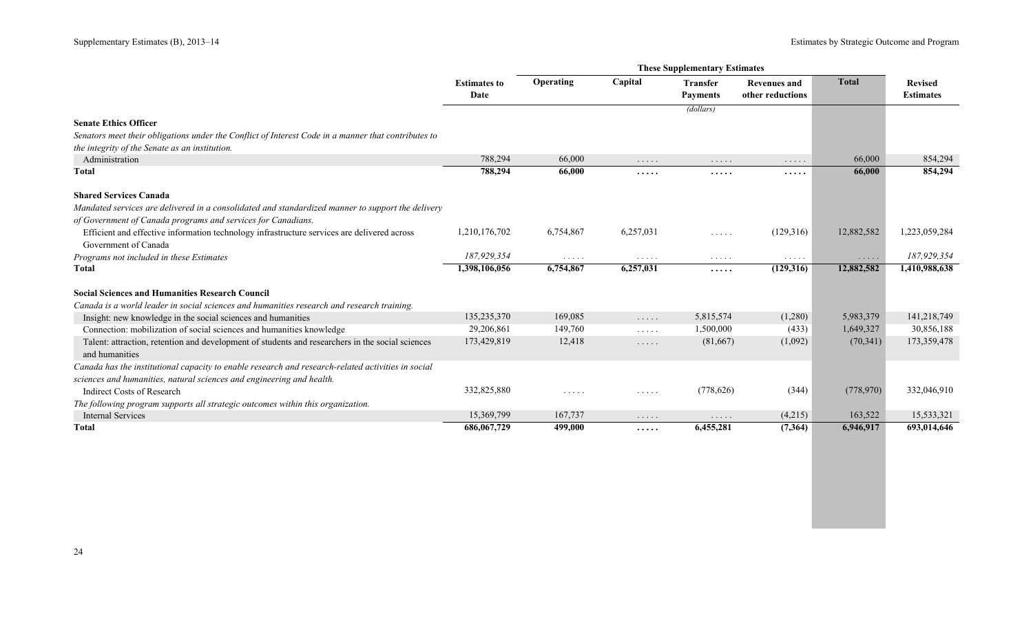| | Estimates to Date | These Supplementary Estimates | | | | | Revised Estimates |
|---|---|---|---|---|---|---|---|
| | | Operating | Capital | Transfer Payments | Revenues and other reductions | Total | |
| | | | | *(dollars)* | | | |
| **Senate Ethics Officer** | | | | | | | |
| *Senators meet their obligations under the Conflict of Interest Code in a manner that contributes to the integrity of the Senate as an institution.* | | | | | | | |
| Administration | 788,294 | 66,000 | ..... | ..... | ..... | 66,000 | 854,294 |
| **Total** | **788,294** | **66,000** | **.....** | **.....** | **.....** | **66,000** | **854,294** |
| **Shared Services Canada** | | | | | | | |
| *Mandated services are delivered in a consolidated and standardized manner to support the delivery of Government of Canada programs and services for Canadians.* | | | | | | | |
| Efficient and effective information technology infrastructure services are delivered across Government of Canada | 1,210,176,702 | 6,754,867 | 6,257,031 | ..... | (129,316) | 12,882,582 | 1,223,059,284 |
| *Programs not included in these Estimates* | *187,929,354* | ..... | ..... | ..... | ..... | ..... | *187,929,354* |
| **Total** | **1,398,106,056** | **6,754,867** | **6,257,031** | **.....** | **(129,316)** | **12,882,582** | **1,410,988,638** |
| **Social Sciences and Humanities Research Council** | | | | | | | |
| *Canada is a world leader in social sciences and humanities research and research training.* | | | | | | | |
| Insight: new knowledge in the social sciences and humanities | 135,235,370 | 169,085 | ..... | 5,815,574 | (1,280) | 5,983,379 | 141,218,749 |
| Connection: mobilization of social sciences and humanities knowledge | 29,206,861 | 149,760 | ..... | 1,500,000 | (433) | 1,649,327 | 30,856,188 |
| Talent: attraction, retention and development of students and researchers in the social sciences and humanities | 173,429,819 | 12,418 | ..... | (81,667) | (1,092) | (70,341) | 173,359,478 |
| *Canada has the institutional capacity to enable research and research-related activities in social sciences and humanities, natural sciences and engineering and health.* | | | | | | | |
| Indirect Costs of Research | 332,825,880 | ..... | ..... | (778,626) | (344) | (778,970) | 332,046,910 |
| *The following program supports all strategic outcomes within this organization.* | | | | | | | |
| Internal Services | 15,369,799 | 167,737 | ..... | ..... | (4,215) | 163,522 | 15,533,321 |
| **Total** | **686,067,729** | **499,000** | **.....** | **6,455,281** | **(7,364)** | **6,946,917** | **693,014,646** |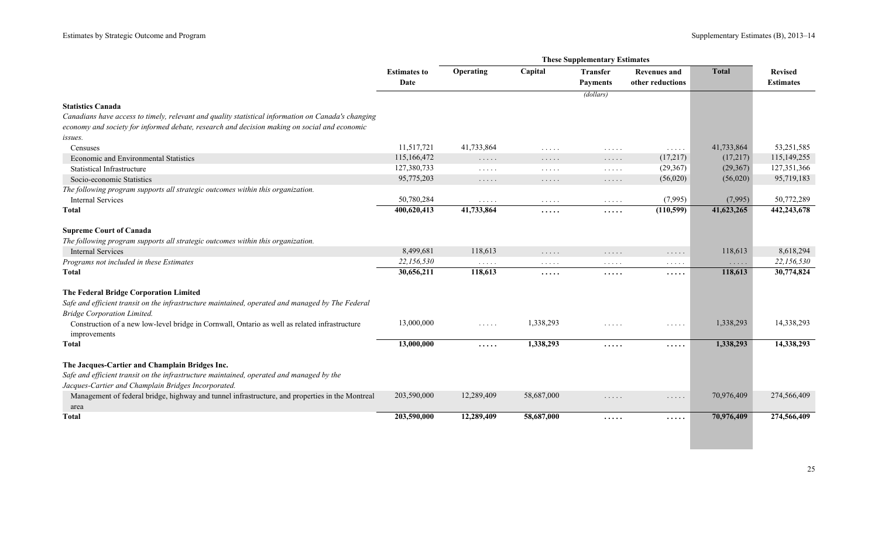| | Estimates to Date | These Supplementary Estimates | | | | | Revised Estimates |
|---|---|---|---|---|---|---|---|
| | | Operating | Capital | Transfer Payments | Revenues and other reductions | Total | |
| | | | | (dollars) | | | |
| **Statistics Canada** | | | | | | | |
| *Canadians have access to timely, relevant and quality statistical information on Canada's changing economy and society for informed debate, research and decision making on social and economic issues.* | | | | | | | |
| Censuses | 11,517,721 | 41,733,864 | ..... | ..... | ..... | 41,733,864 | 53,251,585 |
| Economic and Environmental Statistics | 115,166,472 | ..... | ..... | ..... | (17,217) | (17,217) | 115,149,255 |
| Statistical Infrastructure | 127,380,733 | ..... | ..... | ..... | (29,367) | (29,367) | 127,351,366 |
| Socio-economic Statistics | 95,775,203 | ..... | ..... | ..... | (56,020) | (56,020) | 95,719,183 |
| *The following program supports all strategic outcomes within this organization.* | | | | | | | |
| Internal Services | 50,780,284 | ..... | ..... | ..... | (7,995) | (7,995) | 50,772,289 |
| **Total** | **400,620,413** | **41,733,864** | **.....** | **.....** | **(110,599)** | **41,623,265** | **442,243,678** |
| **Supreme Court of Canada** | | | | | | | |
| *The following program supports all strategic outcomes within this organization.* | | | | | | | |
| Internal Services | 8,499,681 | 118,613 | ..... | ..... | ..... | 118,613 | 8,618,294 |
| *Programs not included in these Estimates* | *22,156,530* | ..... | ..... | ..... | ..... | ..... | *22,156,530* |
| **Total** | **30,656,211** | **118,613** | **.....** | **.....** | **.....** | **118,613** | **30,774,824** |
| **The Federal Bridge Corporation Limited** | | | | | | | |
| *Safe and efficient transit on the infrastructure maintained, operated and managed by The Federal Bridge Corporation Limited.* | | | | | | | |
| Construction of a new low-level bridge in Cornwall, Ontario as well as related infrastructure improvements | 13,000,000 | ..... | 1,338,293 | ..... | ..... | 1,338,293 | 14,338,293 |
| **Total** | **13,000,000** | **.....** | **1,338,293** | **.....** | **.....** | **1,338,293** | **14,338,293** |
| **The Jacques-Cartier and Champlain Bridges Inc.** | | | | | | | |
| *Safe and efficient transit on the infrastructure maintained, operated and managed by the Jacques-Cartier and Champlain Bridges Incorporated.* | | | | | | | |
| Management of federal bridge, highway and tunnel infrastructure, and properties in the Montreal area | 203,590,000 | 12,289,409 | 58,687,000 | ..... | ..... | 70,976,409 | 274,566,409 |
| **Total** | **203,590,000** | **12,289,409** | **58,687,000** | **.....** | **.....** | **70,976,409** | **274,566,409** |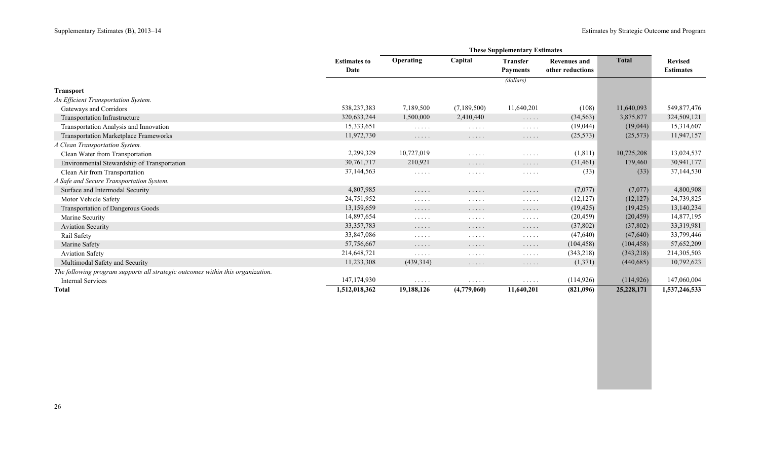|  | Estimates to Date | These Supplementary Estimates |  |  |  |  | Revised Estimates |
|---|---|---|---|---|---|---|---|
|  |  | Operating | Capital | Transfer Payments | Revenues and other reductions | Total |  |
|  |  |  |  | (dollars) |  |  |  |
| **Transport** |  |  |  |  |  |  |  |
| *An Efficient Transportation System.* |  |  |  |  |  |  |  |
| Gateways and Corridors | 538,237,383 | 7,189,500 | (7,189,500) | 11,640,201 | (108) | 11,640,093 | 549,877,476 |
| Transportation Infrastructure | 320,633,244 | 1,500,000 | 2,410,440 | ..... | (34,563) | 3,875,877 | 324,509,121 |
| Transportation Analysis and Innovation | 15,333,651 | ..... | ..... | ..... | (19,044) | (19,044) | 15,314,607 |
| Transportation Marketplace Frameworks | 11,972,730 | ..... | ..... | ..... | (25,573) | (25,573) | 11,947,157 |
| *A Clean Transportation System.* |  |  |  |  |  |  |  |
| Clean Water from Transportation | 2,299,329 | 10,727,019 | ..... | ..... | (1,811) | 10,725,208 | 13,024,537 |
| Environmental Stewardship of Transportation | 30,761,717 | 210,921 | ..... | ..... | (31,461) | 179,460 | 30,941,177 |
| Clean Air from Transportation | 37,144,563 | ..... | ..... | ..... | (33) | (33) | 37,144,530 |
| *A Safe and Secure Transportation System.* |  |  |  |  |  |  |  |
| Surface and Intermodal Security | 4,807,985 | ..... | ..... | ..... | (7,077) | (7,077) | 4,800,908 |
| Motor Vehicle Safety | 24,751,952 | ..... | ..... | ..... | (12,127) | (12,127) | 24,739,825 |
| Transportation of Dangerous Goods | 13,159,659 | ..... | ..... | ..... | (19,425) | (19,425) | 13,140,234 |
| Marine Security | 14,897,654 | ..... | ..... | ..... | (20,459) | (20,459) | 14,877,195 |
| Aviation Security | 33,357,783 | ..... | ..... | ..... | (37,802) | (37,802) | 33,319,981 |
| Rail Safety | 33,847,086 | ..... | ..... | ..... | (47,640) | (47,640) | 33,799,446 |
| Marine Safety | 57,756,667 | ..... | ..... | ..... | (104,458) | (104,458) | 57,652,209 |
| Aviation Safety | 214,648,721 | ..... | ..... | ..... | (343,218) | (343,218) | 214,305,503 |
| Multimodal Safety and Security | 11,233,308 | (439,314) | ..... | ..... | (1,371) | (440,685) | 10,792,623 |
| *The following program supports all strategic outcomes within this organization.* |  |  |  |  |  |  |  |
| Internal Services | 147,174,930 | ..... | ..... | ..... | (114,926) | (114,926) | 147,060,004 |
| **Total** | **1,512,018,362** | **19,188,126** | **(4,779,060)** | **11,640,201** | **(821,096)** | **25,228,171** | **1,537,246,533** |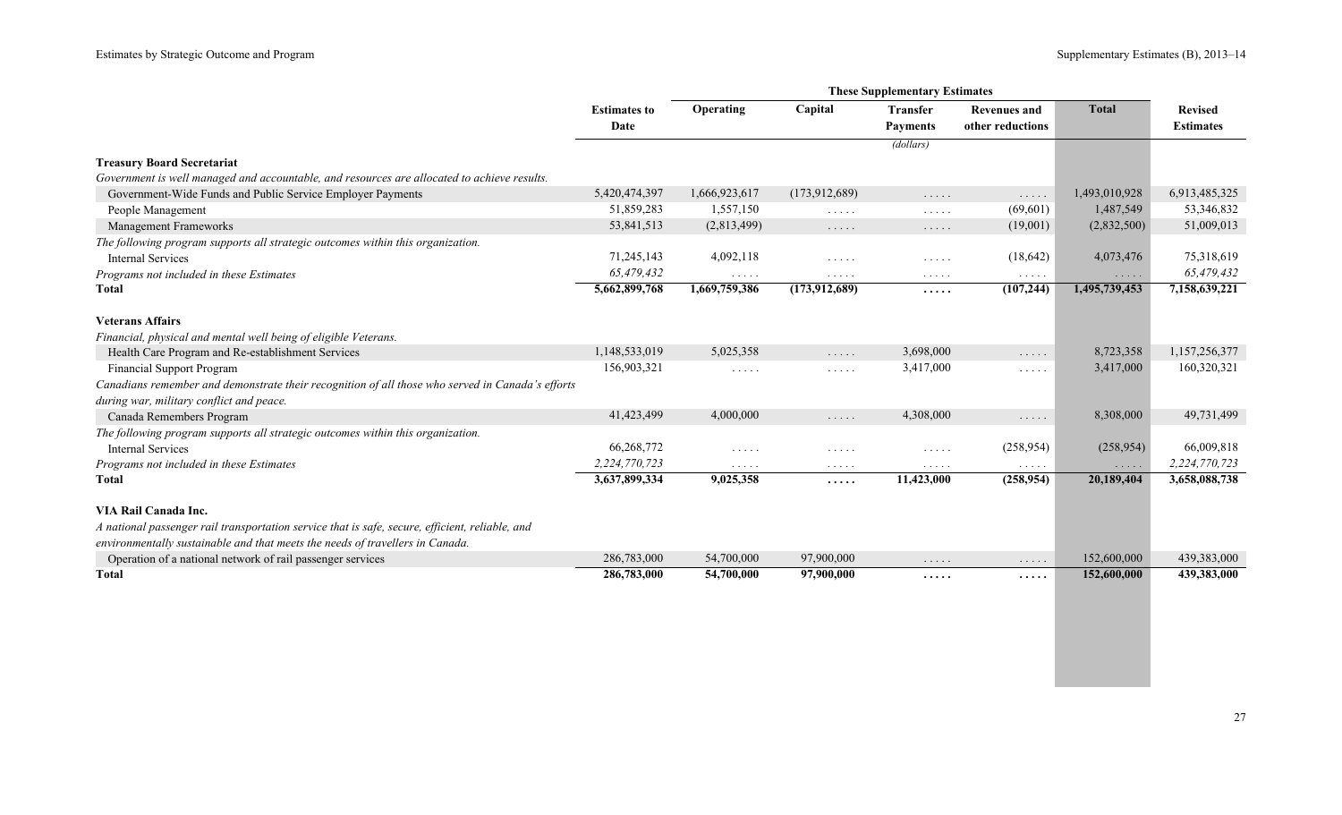| | Estimates to Date | These Supplementary Estimates | | | | | Revised Estimates |
|---|---|---|---|---|---|---|---|
| | | Operating | Capital | Transfer Payments | Revenues and other reductions | Total | |
| | | | | (dollars) | | | |
| **Treasury Board Secretariat** | | | | | | | |
| *Government is well managed and accountable, and resources are allocated to achieve results.* | | | | | | | |
| Government-Wide Funds and Public Service Employer Payments | 5,420,474,397 | 1,666,923,617 | (173,912,689) | ..... | ..... | 1,493,010,928 | 6,913,485,325 |
| People Management | 51,859,283 | 1,557,150 | ..... | ..... | (69,601) | 1,487,549 | 53,346,832 |
| Management Frameworks | 53,841,513 | (2,813,499) | ..... | ..... | (19,001) | (2,832,500) | 51,009,013 |
| *The following program supports all strategic outcomes within this organization.* | | | | | | | |
| Internal Services | 71,245,143 | 4,092,118 | ..... | ..... | (18,642) | 4,073,476 | 75,318,619 |
| *Programs not included in these Estimates* | *65,479,432* | ..... | ..... | ..... | ..... | ..... | *65,479,432* |
| **Total** | **5,662,899,768** | **1,669,759,386** | **(173,912,689)** | **.....** | **(107,244)** | **1,495,739,453** | **7,158,639,221** |
| **Veterans Affairs** | | | | | | | |
| *Financial, physical and mental well being of eligible Veterans.* | | | | | | | |
| Health Care Program and Re-establishment Services | 1,148,533,019 | 5,025,358 | ..... | 3,698,000 | ..... | 8,723,358 | 1,157,256,377 |
| Financial Support Program | 156,903,321 | ..... | ..... | 3,417,000 | ..... | 3,417,000 | 160,320,321 |
| *Canadians remember and demonstrate their recognition of all those who served in Canada's efforts during war, military conflict and peace.* | | | | | | | |
| Canada Remembers Program | 41,423,499 | 4,000,000 | ..... | 4,308,000 | ..... | 8,308,000 | 49,731,499 |
| *The following program supports all strategic outcomes within this organization.* | | | | | | | |
| Internal Services | 66,268,772 | ..... | ..... | ..... | (258,954) | (258,954) | 66,009,818 |
| *Programs not included in these Estimates* | *2,224,770,723* | ..... | ..... | ..... | ..... | ..... | *2,224,770,723* |
| **Total** | **3,637,899,334** | **9,025,358** | **.....** | **11,423,000** | **(258,954)** | **20,189,404** | **3,658,088,738** |
| **VIA Rail Canada Inc.** | | | | | | | |
| *A national passenger rail transportation service that is safe, secure, efficient, reliable, and environmentally sustainable and that meets the needs of travellers in Canada.* | | | | | | | |
| Operation of a national network of rail passenger services | 286,783,000 | 54,700,000 | 97,900,000 | ..... | ..... | 152,600,000 | 439,383,000 |
| **Total** | **286,783,000** | **54,700,000** | **97,900,000** | **.....** | **.....** | **152,600,000** | **439,383,000** |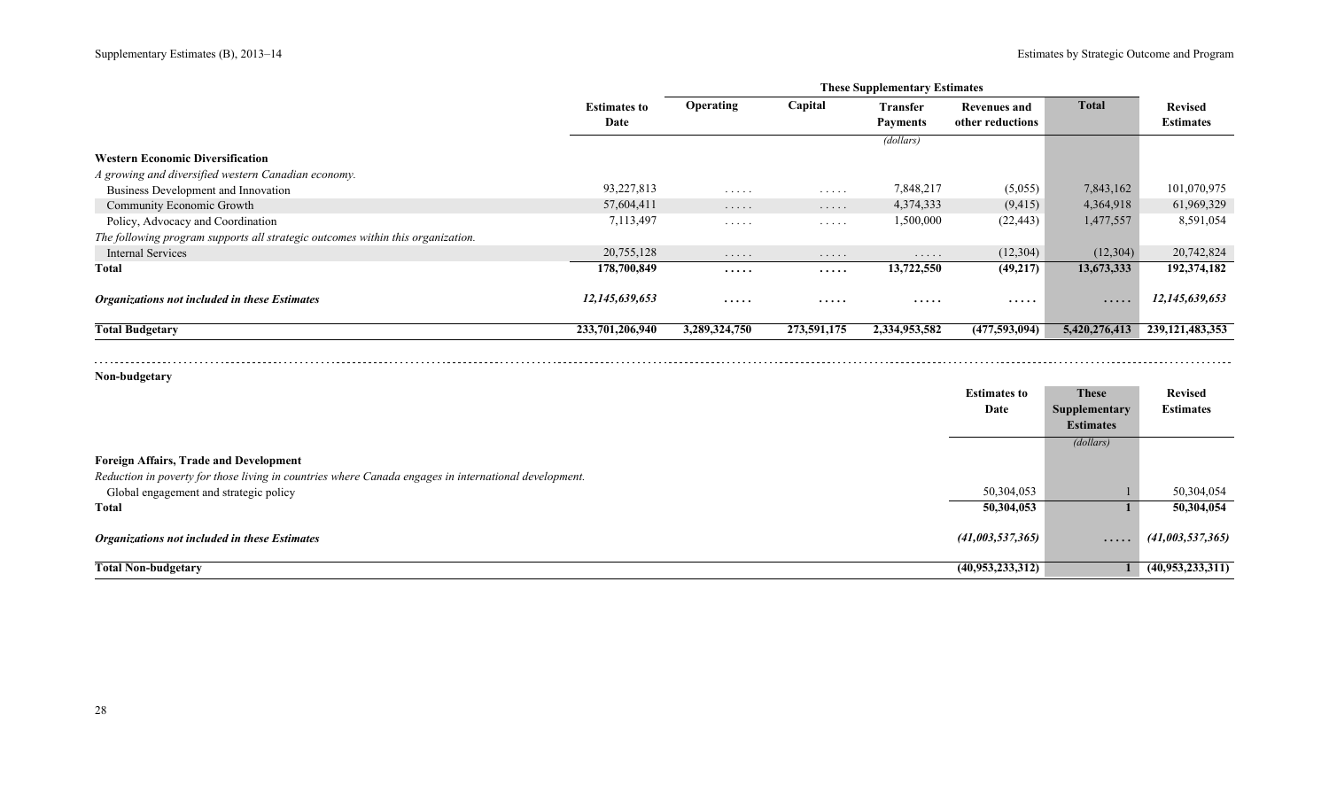| | Estimates to Date | These Supplementary Estimates | | | | | Revised Estimates |
|---|---|---|---|---|---|---|---|
| | | Operating | Capital | Transfer Payments | Revenues and other reductions | Total | |
| | | | | (dollars) | | | |
| **Western Economic Diversification** | | | | | | | |
| *A growing and diversified western Canadian economy.* | | | | | | | |
| Business Development and Innovation | 93,227,813 | ..... | ..... | 7,848,217 | (5,055) | 7,843,162 | 101,070,975 |
| Community Economic Growth | 57,604,411 | ..... | ..... | 4,374,333 | (9,415) | 4,364,918 | 61,969,329 |
| Policy, Advocacy and Coordination | 7,113,497 | ..... | ..... | 1,500,000 | (22,443) | 1,477,557 | 8,591,054 |
| *The following program supports all strategic outcomes within this organization.* | | | | | | | |
| Internal Services | 20,755,128 | ..... | ..... | ..... | (12,304) | (12,304) | 20,742,824 |
| **Total** | **178,700,849** | **.....** | **.....** | **13,722,550** | **(49,217)** | **13,673,333** | **192,374,182** |
| ***Organizations not included in these Estimates*** | ***12,145,639,653*** | **.....** | **.....** | **.....** | **.....** | **.....** | ***12,145,639,653*** |
| **Total Budgetary** | **233,701,206,940** | **3,289,324,750** | **273,591,175** | **2,334,953,582** | **(477,593,094)** | **5,420,276,413** | **239,121,483,353** |

**Non-budgetary**

| | Estimates to Date | These Supplementary Estimates | Revised Estimates |
|---|---|---|---|
| | | (dollars) | |
| **Foreign Affairs, Trade and Development** | | | |
| *Reduction in poverty for those living in countries where Canada engages in international development.* | | | |
| Global engagement and strategic policy | 50,304,053 | 1 | 50,304,054 |
| **Total** | **50,304,053** | **1** | **50,304,054** |
| ***Organizations not included in these Estimates*** | ***(41,003,537,365)*** | **.....** | ***(41,003,537,365)*** |
| **Total Non-budgetary** | **(40,953,233,312)** | **1** | **(40,953,233,311)** |